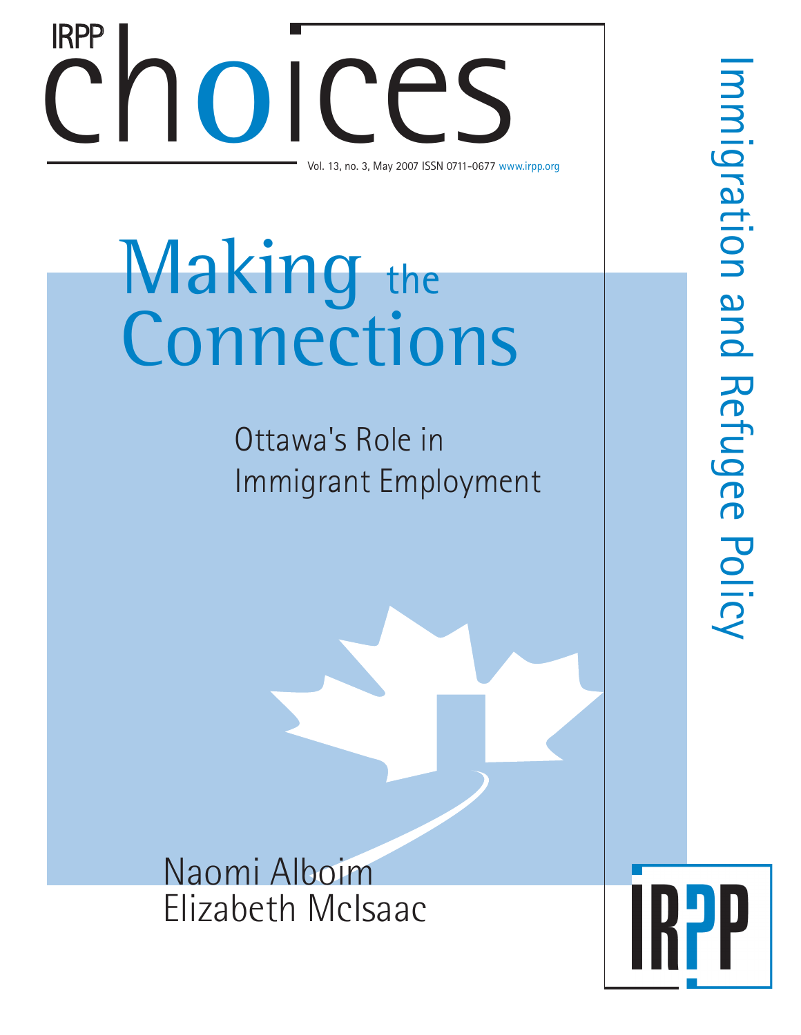IRPP choices

Vol. 13, no. 3, May 2007 ISSN 0711-0677 www.irpp.org

# Making the Connections

## Ottawa's Role in Immigrant Employment

Naomi Alboim
Elizabeth McIsaac

Immigration and Refugee Policy

IRPP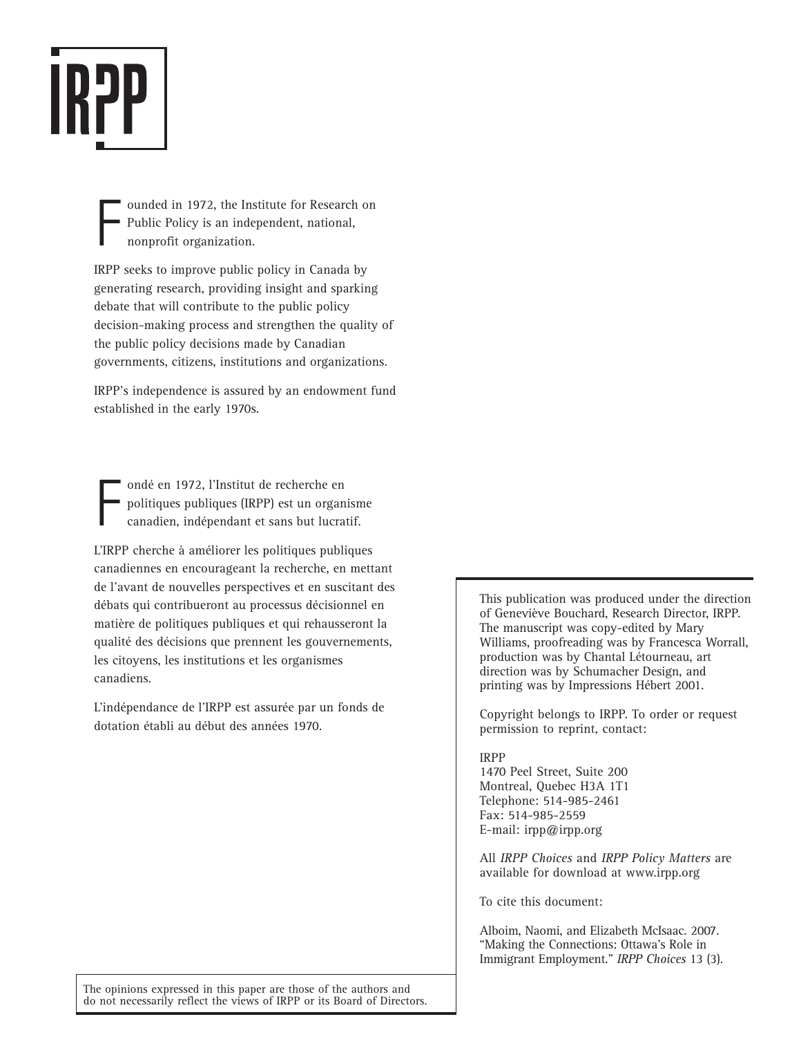IRPP

Founded in 1972, the Institute for Research on Public Policy is an independent, national, nonprofit organization.

IRPP seeks to improve public policy in Canada by generating research, providing insight and sparking debate that will contribute to the public policy decision-making process and strengthen the quality of the public policy decisions made by Canadian governments, citizens, institutions and organizations.

IRPP's independence is assured by an endowment fund established in the early 1970s.

Fondé en 1972, l'Institut de recherche en politiques publiques (IRPP) est un organisme canadien, indépendant et sans but lucratif.

L'IRPP cherche à améliorer les politiques publiques canadiennes en encourageant la recherche, en mettant de l'avant de nouvelles perspectives et en suscitant des débats qui contribueront au processus décisionnel en matière de politiques publiques et qui rehausseront la qualité des décisions que prennent les gouvernements, les citoyens, les institutions et les organismes canadiens.

L'indépendance de l'IRPP est assurée par un fonds de dotation établi au début des années 1970.

This publication was produced under the direction of Geneviève Bouchard, Research Director, IRPP. The manuscript was copy-edited by Mary Williams, proofreading was by Francesca Worrall, production was by Chantal Létourneau, art direction was by Schumacher Design, and printing was by Impressions Hébert 2001.

Copyright belongs to IRPP. To order or request permission to reprint, contact:

IRPP
1470 Peel Street, Suite 200
Montreal, Quebec H3A 1T1
Telephone: 514-985-2461
Fax: 514-985-2559
E-mail: irpp@irpp.org

All *IRPP Choices* and *IRPP Policy Matters* are available for download at www.irpp.org

To cite this document:

Alboim, Naomi, and Elizabeth McIsaac. 2007. "Making the Connections: Ottawa's Role in Immigrant Employment." *IRPP Choices* 13 (3).

The opinions expressed in this paper are those of the authors and do not necessarily reflect the views of IRPP or its Board of Directors.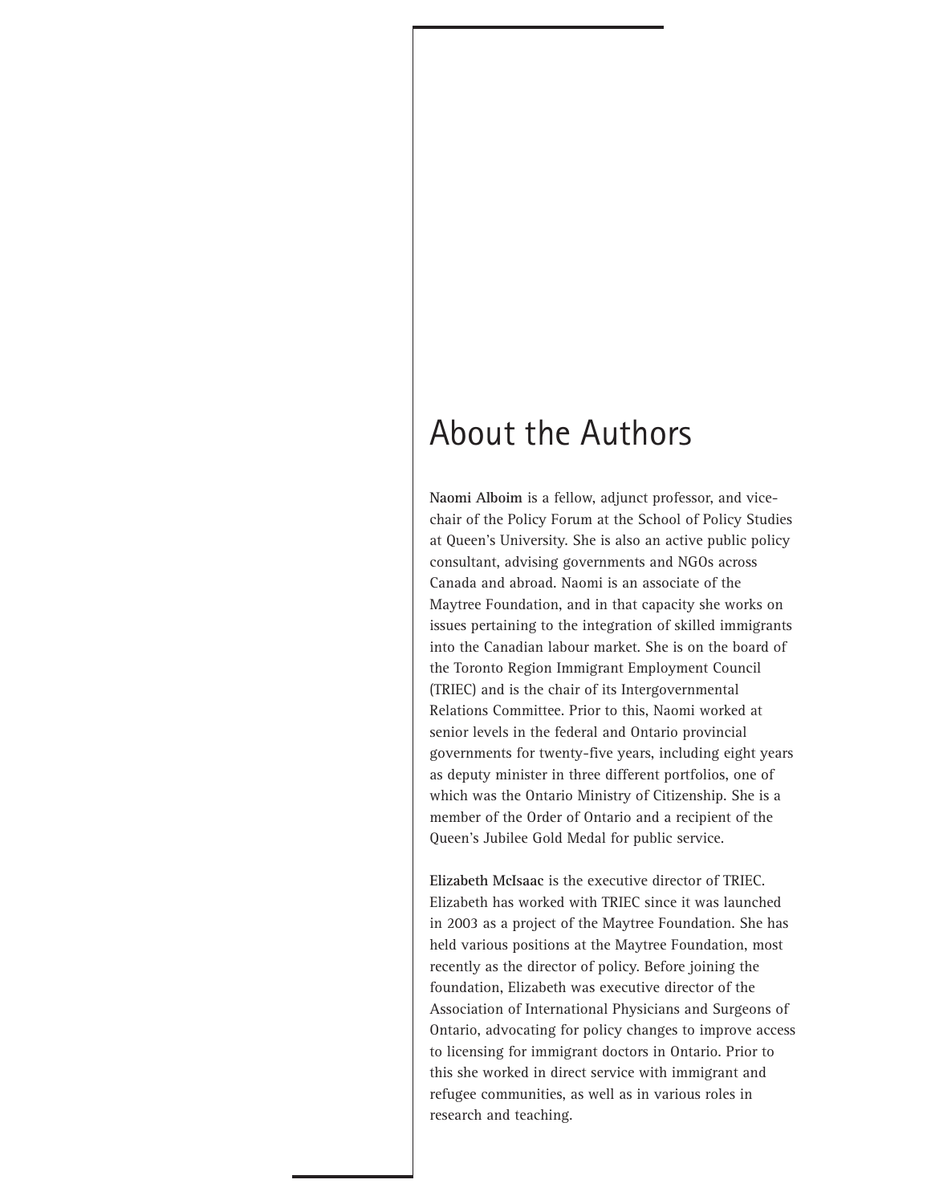# About the Authors

**Naomi Alboim** is a fellow, adjunct professor, and vice-chair of the Policy Forum at the School of Policy Studies at Queen's University. She is also an active public policy consultant, advising governments and NGOs across Canada and abroad. Naomi is an associate of the Maytree Foundation, and in that capacity she works on issues pertaining to the integration of skilled immigrants into the Canadian labour market. She is on the board of the Toronto Region Immigrant Employment Council (TRIEC) and is the chair of its Intergovernmental Relations Committee. Prior to this, Naomi worked at senior levels in the federal and Ontario provincial governments for twenty-five years, including eight years as deputy minister in three different portfolios, one of which was the Ontario Ministry of Citizenship. She is a member of the Order of Ontario and a recipient of the Queen's Jubilee Gold Medal for public service.

**Elizabeth McIsaac** is the executive director of TRIEC. Elizabeth has worked with TRIEC since it was launched in 2003 as a project of the Maytree Foundation. She has held various positions at the Maytree Foundation, most recently as the director of policy. Before joining the foundation, Elizabeth was executive director of the Association of International Physicians and Surgeons of Ontario, advocating for policy changes to improve access to licensing for immigrant doctors in Ontario. Prior to this she worked in direct service with immigrant and refugee communities, as well as in various roles in research and teaching.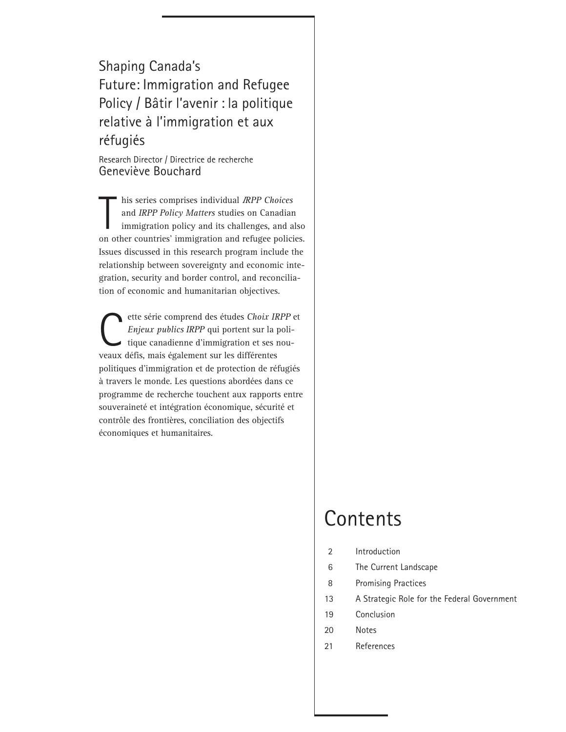# Shaping Canada's Future: Immigration and Refugee Policy / Bâtir l'avenir : la politique relative à l'immigration et aux réfugiés

Research Director / Directrice de recherche
Geneviève Bouchard

This series comprises individual *IRPP Choices* and *IRPP Policy Matters* studies on Canadian immigration policy and its challenges, and also on other countries' immigration and refugee policies. Issues discussed in this research program include the relationship between sovereignty and economic integration, security and border control, and reconciliation of economic and humanitarian objectives.

Cette série comprend des études *Choix IRPP* et *Enjeux publics IRPP* qui portent sur la politique canadienne d'immigration et ses nouveaux défis, mais également sur les différentes politiques d'immigration et de protection de réfugiés à travers le monde. Les questions abordées dans ce programme de recherche touchent aux rapports entre souveraineté et intégration économique, sécurité et contrôle des frontières, conciliation des objectifs économiques et humanitaires.

## Contents

| | |
|---|---|
| 2 | Introduction |
| 6 | The Current Landscape |
| 8 | Promising Practices |
| 13 | A Strategic Role for the Federal Government |
| 19 | Conclusion |
| 20 | Notes |
| 21 | References |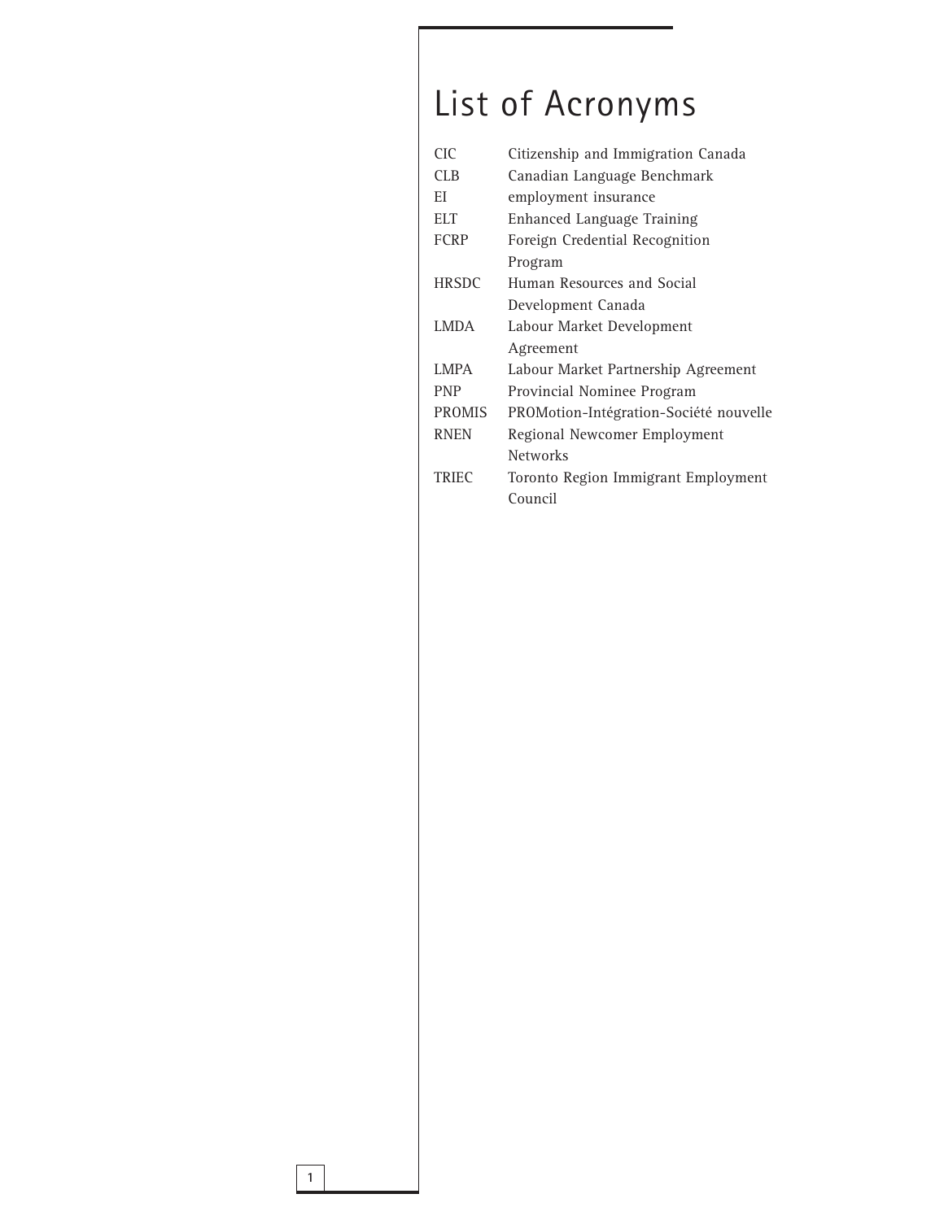# List of Acronyms

| | |
|---|---|
| CIC | Citizenship and Immigration Canada |
| CLB | Canadian Language Benchmark |
| EI | employment insurance |
| ELT | Enhanced Language Training |
| FCRP | Foreign Credential Recognition Program |
| HRSDC | Human Resources and Social Development Canada |
| LMDA | Labour Market Development Agreement |
| LMPA | Labour Market Partnership Agreement |
| PNP | Provincial Nominee Program |
| PROMIS | PROMotion-Intégration-Société nouvelle |
| RNEN | Regional Newcomer Employment Networks |
| TRIEC | Toronto Region Immigrant Employment Council |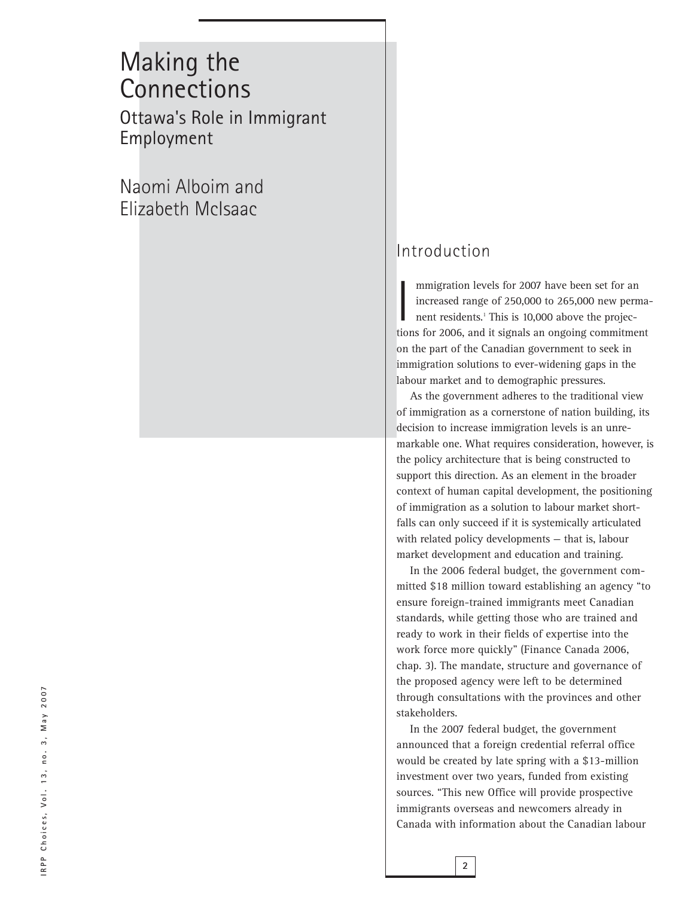# Making the Connections

## Ottawa's Role in Immigrant Employment

Naomi Alboim and Elizabeth McIsaac

## Introduction

Immigration levels for 2007 have been set for an increased range of 250,000 to 265,000 new permanent residents.[1] This is 10,000 above the projections for 2006, and it signals an ongoing commitment on the part of the Canadian government to seek in immigration solutions to ever-widening gaps in the labour market and to demographic pressures.

As the government adheres to the traditional view of immigration as a cornerstone of nation building, its decision to increase immigration levels is an unremarkable one. What requires consideration, however, is the policy architecture that is being constructed to support this direction. As an element in the broader context of human capital development, the positioning of immigration as a solution to labour market shortfalls can only succeed if it is systemically articulated with related policy developments — that is, labour market development and education and training.

In the 2006 federal budget, the government committed $18 million toward establishing an agency "to ensure foreign-trained immigrants meet Canadian standards, while getting those who are trained and ready to work in their fields of expertise into the work force more quickly" (Finance Canada 2006, chap. 3). The mandate, structure and governance of the proposed agency were left to be determined through consultations with the provinces and other stakeholders.

In the 2007 federal budget, the government announced that a foreign credential referral office would be created by late spring with a $13-million investment over two years, funded from existing sources. "This new Office will provide prospective immigrants overseas and newcomers already in Canada with information about the Canadian labour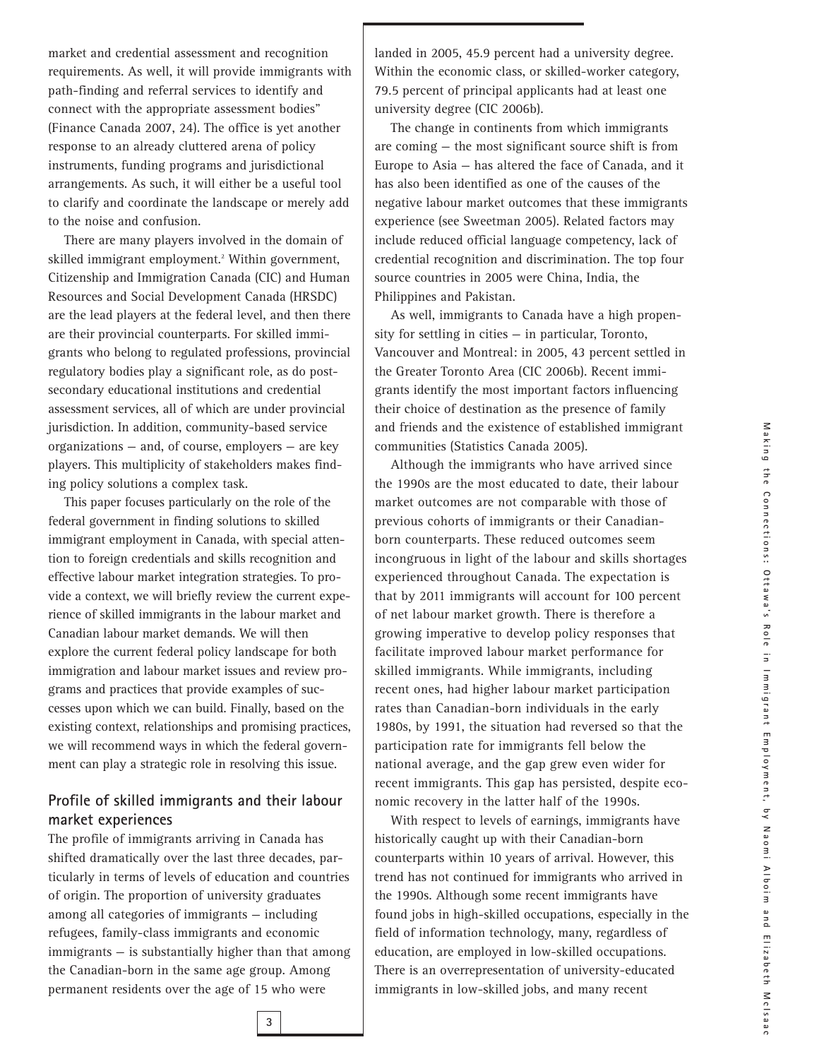market and credential assessment and recognition requirements. As well, it will provide immigrants with path-finding and referral services to identify and connect with the appropriate assessment bodies" (Finance Canada 2007, 24). The office is yet another response to an already cluttered arena of policy instruments, funding programs and jurisdictional arrangements. As such, it will either be a useful tool to clarify and coordinate the landscape or merely add to the noise and confusion.

There are many players involved in the domain of skilled immigrant employment.[2] Within government, Citizenship and Immigration Canada (CIC) and Human Resources and Social Development Canada (HRSDC) are the lead players at the federal level, and then there are their provincial counterparts. For skilled immigrants who belong to regulated professions, provincial regulatory bodies play a significant role, as do postsecondary educational institutions and credential assessment services, all of which are under provincial jurisdiction. In addition, community-based service organizations — and, of course, employers — are key players. This multiplicity of stakeholders makes finding policy solutions a complex task.

This paper focuses particularly on the role of the federal government in finding solutions to skilled immigrant employment in Canada, with special attention to foreign credentials and skills recognition and effective labour market integration strategies. To provide a context, we will briefly review the current experience of skilled immigrants in the labour market and Canadian labour market demands. We will then explore the current federal policy landscape for both immigration and labour market issues and review programs and practices that provide examples of successes upon which we can build. Finally, based on the existing context, relationships and promising practices, we will recommend ways in which the federal government can play a strategic role in resolving this issue.

## Profile of skilled immigrants and their labour market experiences

The profile of immigrants arriving in Canada has shifted dramatically over the last three decades, particularly in terms of levels of education and countries of origin. The proportion of university graduates among all categories of immigrants — including refugees, family-class immigrants and economic immigrants — is substantially higher than that among the Canadian-born in the same age group. Among permanent residents over the age of 15 who were landed in 2005, 45.9 percent had a university degree. Within the economic class, or skilled-worker category, 79.5 percent of principal applicants had at least one university degree (CIC 2006b).

The change in continents from which immigrants are coming — the most significant source shift is from Europe to Asia — has altered the face of Canada, and it has also been identified as one of the causes of the negative labour market outcomes that these immigrants experience (see Sweetman 2005). Related factors may include reduced official language competency, lack of credential recognition and discrimination. The top four source countries in 2005 were China, India, the Philippines and Pakistan.

As well, immigrants to Canada have a high propensity for settling in cities — in particular, Toronto, Vancouver and Montreal: in 2005, 43 percent settled in the Greater Toronto Area (CIC 2006b). Recent immigrants identify the most important factors influencing their choice of destination as the presence of family and friends and the existence of established immigrant communities (Statistics Canada 2005).

Although the immigrants who have arrived since the 1990s are the most educated to date, their labour market outcomes are not comparable with those of previous cohorts of immigrants or their Canadian-born counterparts. These reduced outcomes seem incongruous in light of the labour and skills shortages experienced throughout Canada. The expectation is that by 2011 immigrants will account for 100 percent of net labour market growth. There is therefore a growing imperative to develop policy responses that facilitate improved labour market performance for skilled immigrants. While immigrants, including recent ones, had higher labour market participation rates than Canadian-born individuals in the early 1980s, by 1991, the situation had reversed so that the participation rate for immigrants fell below the national average, and the gap grew even wider for recent immigrants. This gap has persisted, despite economic recovery in the latter half of the 1990s.

With respect to levels of earnings, immigrants have historically caught up with their Canadian-born counterparts within 10 years of arrival. However, this trend has not continued for immigrants who arrived in the 1990s. Although some recent immigrants have found jobs in high-skilled occupations, especially in the field of information technology, many, regardless of education, are employed in low-skilled occupations. There is an overrepresentation of university-educated immigrants in low-skilled jobs, and many recent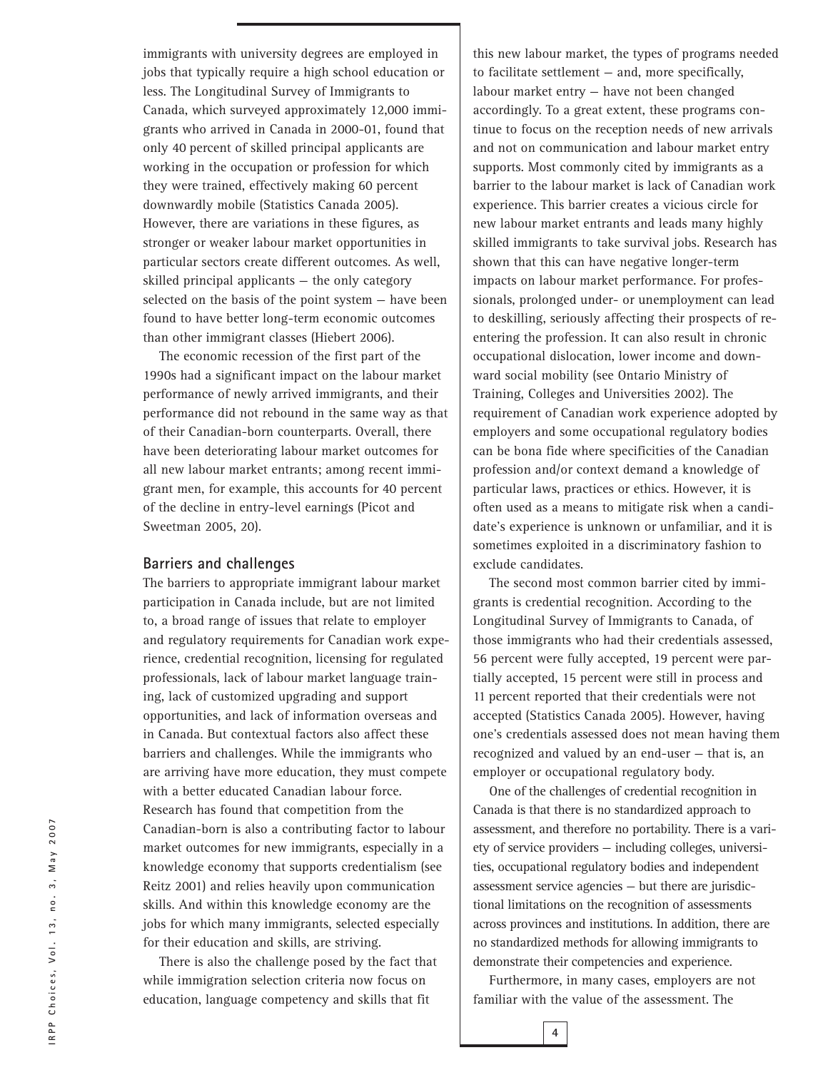immigrants with university degrees are employed in jobs that typically require a high school education or less. The Longitudinal Survey of Immigrants to Canada, which surveyed approximately 12,000 immigrants who arrived in Canada in 2000-01, found that only 40 percent of skilled principal applicants are working in the occupation or profession for which they were trained, effectively making 60 percent downwardly mobile (Statistics Canada 2005). However, there are variations in these figures, as stronger or weaker labour market opportunities in particular sectors create different outcomes. As well, skilled principal applicants — the only category selected on the basis of the point system — have been found to have better long-term economic outcomes than other immigrant classes (Hiebert 2006).

The economic recession of the first part of the 1990s had a significant impact on the labour market performance of newly arrived immigrants, and their performance did not rebound in the same way as that of their Canadian-born counterparts. Overall, there have been deteriorating labour market outcomes for all new labour market entrants; among recent immigrant men, for example, this accounts for 40 percent of the decline in entry-level earnings (Picot and Sweetman 2005, 20).

## Barriers and challenges

The barriers to appropriate immigrant labour market participation in Canada include, but are not limited to, a broad range of issues that relate to employer and regulatory requirements for Canadian work experience, credential recognition, licensing for regulated professionals, lack of labour market language training, lack of customized upgrading and support opportunities, and lack of information overseas and in Canada. But contextual factors also affect these barriers and challenges. While the immigrants who are arriving have more education, they must compete with a better educated Canadian labour force. Research has found that competition from the Canadian-born is also a contributing factor to labour market outcomes for new immigrants, especially in a knowledge economy that supports credentialism (see Reitz 2001) and relies heavily upon communication skills. And within this knowledge economy are the jobs for which many immigrants, selected especially for their education and skills, are striving.

There is also the challenge posed by the fact that while immigration selection criteria now focus on education, language competency and skills that fit this new labour market, the types of programs needed to facilitate settlement — and, more specifically, labour market entry — have not been changed accordingly. To a great extent, these programs continue to focus on the reception needs of new arrivals and not on communication and labour market entry supports. Most commonly cited by immigrants as a barrier to the labour market is lack of Canadian work experience. This barrier creates a vicious circle for new labour market entrants and leads many highly skilled immigrants to take survival jobs. Research has shown that this can have negative longer-term impacts on labour market performance. For professionals, prolonged under- or unemployment can lead to deskilling, seriously affecting their prospects of re-entering the profession. It can also result in chronic occupational dislocation, lower income and downward social mobility (see Ontario Ministry of Training, Colleges and Universities 2002). The requirement of Canadian work experience adopted by employers and some occupational regulatory bodies can be bona fide where specificities of the Canadian profession and/or context demand a knowledge of particular laws, practices or ethics. However, it is often used as a means to mitigate risk when a candidate's experience is unknown or unfamiliar, and it is sometimes exploited in a discriminatory fashion to exclude candidates.

The second most common barrier cited by immigrants is credential recognition. According to the Longitudinal Survey of Immigrants to Canada, of those immigrants who had their credentials assessed, 56 percent were fully accepted, 19 percent were partially accepted, 15 percent were still in process and 11 percent reported that their credentials were not accepted (Statistics Canada 2005). However, having one's credentials assessed does not mean having them recognized and valued by an end-user — that is, an employer or occupational regulatory body.

One of the challenges of credential recognition in Canada is that there is no standardized approach to assessment, and therefore no portability. There is a variety of service providers — including colleges, universities, occupational regulatory bodies and independent assessment service agencies — but there are jurisdictional limitations on the recognition of assessments across provinces and institutions. In addition, there are no standardized methods for allowing immigrants to demonstrate their competencies and experience.

Furthermore, in many cases, employers are not familiar with the value of the assessment. The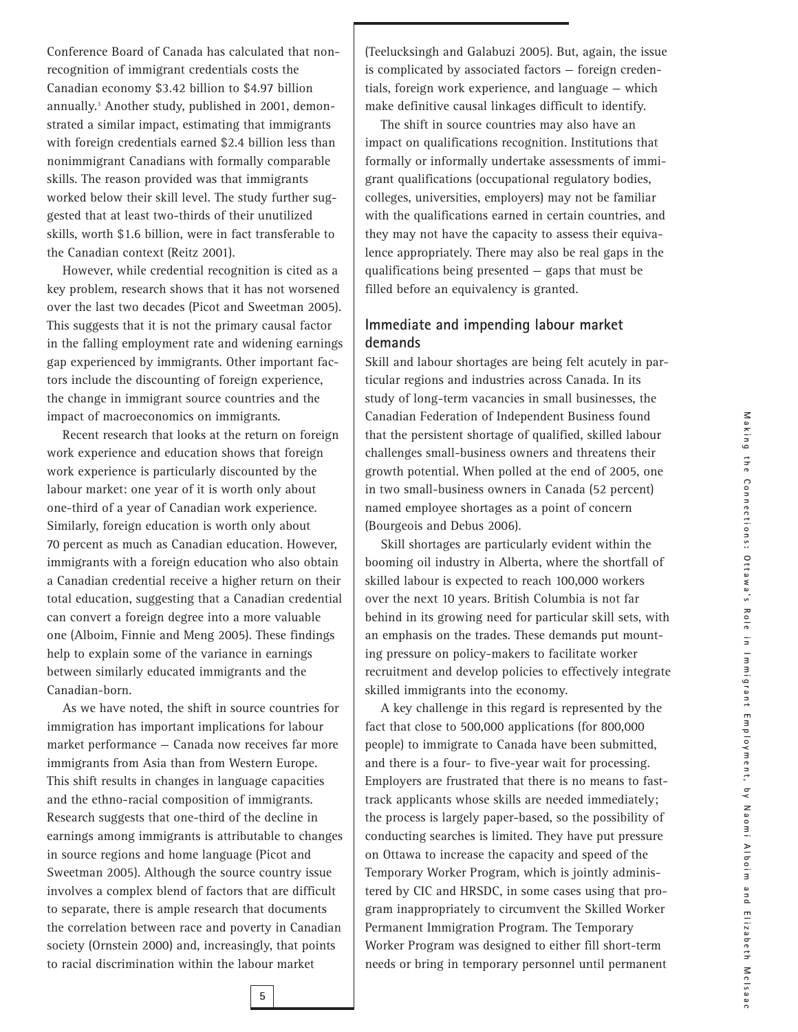Conference Board of Canada has calculated that non-recognition of immigrant credentials costs the Canadian economy $3.42 billion to $4.97 billion annually.[3] Another study, published in 2001, demonstrated a similar impact, estimating that immigrants with foreign credentials earned $2.4 billion less than nonimmigrant Canadians with formally comparable skills. The reason provided was that immigrants worked below their skill level. The study further suggested that at least two-thirds of their unutilized skills, worth $1.6 billion, were in fact transferable to the Canadian context (Reitz 2001).

However, while credential recognition is cited as a key problem, research shows that it has not worsened over the last two decades (Picot and Sweetman 2005). This suggests that it is not the primary causal factor in the falling employment rate and widening earnings gap experienced by immigrants. Other important factors include the discounting of foreign experience, the change in immigrant source countries and the impact of macroeconomics on immigrants.

Recent research that looks at the return on foreign work experience and education shows that foreign work experience is particularly discounted by the labour market: one year of it is worth only about one-third of a year of Canadian work experience. Similarly, foreign education is worth only about 70 percent as much as Canadian education. However, immigrants with a foreign education who also obtain a Canadian credential receive a higher return on their total education, suggesting that a Canadian credential can convert a foreign degree into a more valuable one (Alboim, Finnie and Meng 2005). These findings help to explain some of the variance in earnings between similarly educated immigrants and the Canadian-born.

As we have noted, the shift in source countries for immigration has important implications for labour market performance — Canada now receives far more immigrants from Asia than from Western Europe. This shift results in changes in language capacities and the ethno-racial composition of immigrants. Research suggests that one-third of the decline in earnings among immigrants is attributable to changes in source regions and home language (Picot and Sweetman 2005). Although the source country issue involves a complex blend of factors that are difficult to separate, there is ample research that documents the correlation between race and poverty in Canadian society (Ornstein 2000) and, increasingly, that points to racial discrimination within the labour market (Teelucksingh and Galabuzi 2005). But, again, the issue is complicated by associated factors — foreign credentials, foreign work experience, and language — which make definitive causal linkages difficult to identify.

The shift in source countries may also have an impact on qualifications recognition. Institutions that formally or informally undertake assessments of immigrant qualifications (occupational regulatory bodies, colleges, universities, employers) may not be familiar with the qualifications earned in certain countries, and they may not have the capacity to assess their equivalence appropriately. There may also be real gaps in the qualifications being presented — gaps that must be filled before an equivalency is granted.

## Immediate and impending labour market demands

Skill and labour shortages are being felt acutely in particular regions and industries across Canada. In its study of long-term vacancies in small businesses, the Canadian Federation of Independent Business found that the persistent shortage of qualified, skilled labour challenges small-business owners and threatens their growth potential. When polled at the end of 2005, one in two small-business owners in Canada (52 percent) named employee shortages as a point of concern (Bourgeois and Debus 2006).

Skill shortages are particularly evident within the booming oil industry in Alberta, where the shortfall of skilled labour is expected to reach 100,000 workers over the next 10 years. British Columbia is not far behind in its growing need for particular skill sets, with an emphasis on the trades. These demands put mounting pressure on policy-makers to facilitate worker recruitment and develop policies to effectively integrate skilled immigrants into the economy.

A key challenge in this regard is represented by the fact that close to 500,000 applications (for 800,000 people) to immigrate to Canada have been submitted, and there is a four- to five-year wait for processing. Employers are frustrated that there is no means to fast-track applicants whose skills are needed immediately; the process is largely paper-based, so the possibility of conducting searches is limited. They have put pressure on Ottawa to increase the capacity and speed of the Temporary Worker Program, which is jointly administered by CIC and HRSDC, in some cases using that program inappropriately to circumvent the Skilled Worker Permanent Immigration Program. The Temporary Worker Program was designed to either fill short-term needs or bring in temporary personnel until permanent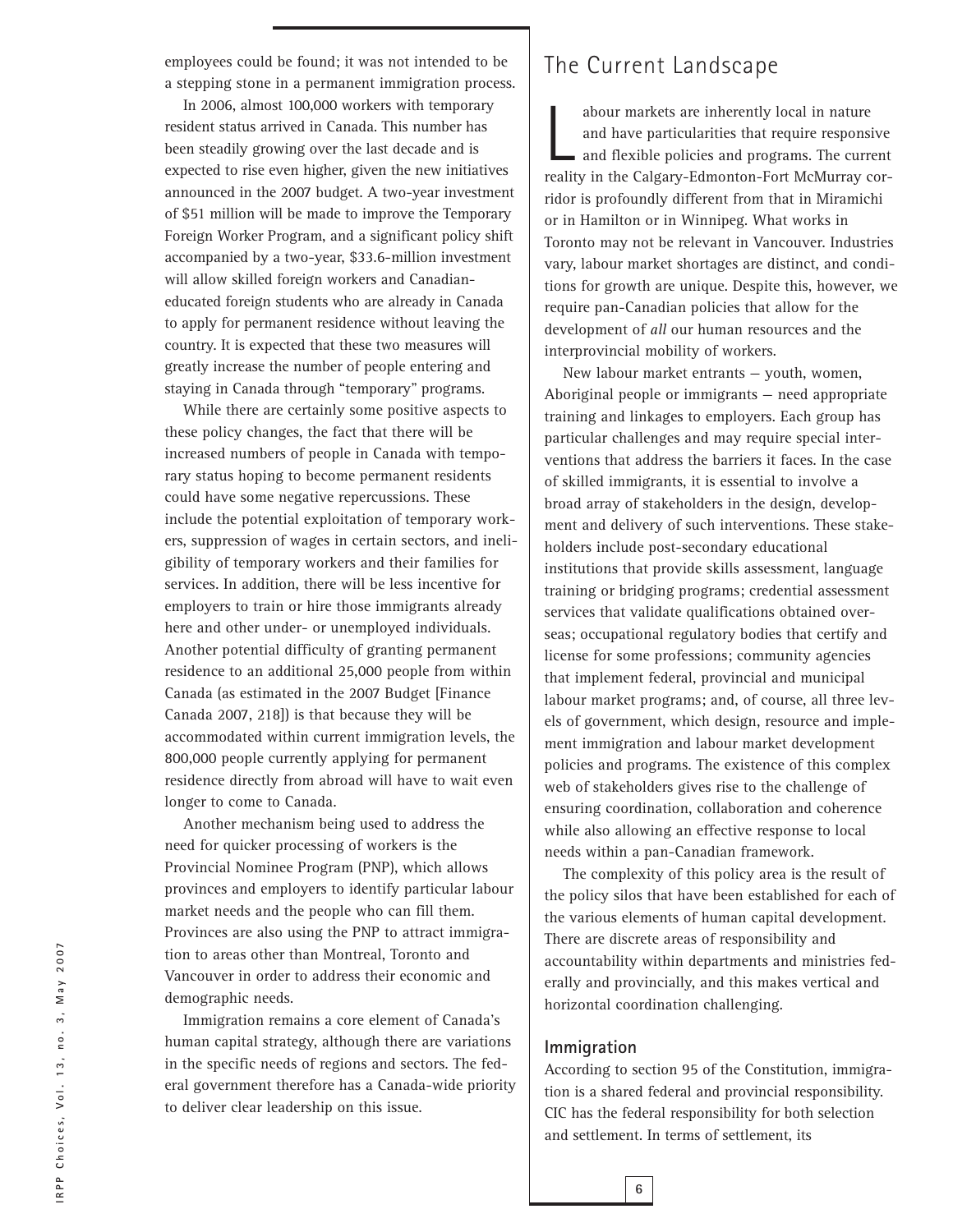employees could be found; it was not intended to be a stepping stone in a permanent immigration process.

In 2006, almost 100,000 workers with temporary resident status arrived in Canada. This number has been steadily growing over the last decade and is expected to rise even higher, given the new initiatives announced in the 2007 budget. A two-year investment of $51 million will be made to improve the Temporary Foreign Worker Program, and a significant policy shift accompanied by a two-year, $33.6-million investment will allow skilled foreign workers and Canadian-educated foreign students who are already in Canada to apply for permanent residence without leaving the country. It is expected that these two measures will greatly increase the number of people entering and staying in Canada through "temporary" programs.

While there are certainly some positive aspects to these policy changes, the fact that there will be increased numbers of people in Canada with temporary status hoping to become permanent residents could have some negative repercussions. These include the potential exploitation of temporary workers, suppression of wages in certain sectors, and ineligibility of temporary workers and their families for services. In addition, there will be less incentive for employers to train or hire those immigrants already here and other under- or unemployed individuals. Another potential difficulty of granting permanent residence to an additional 25,000 people from within Canada (as estimated in the 2007 Budget [Finance Canada 2007, 218]) is that because they will be accommodated within current immigration levels, the 800,000 people currently applying for permanent residence directly from abroad will have to wait even longer to come to Canada.

Another mechanism being used to address the need for quicker processing of workers is the Provincial Nominee Program (PNP), which allows provinces and employers to identify particular labour market needs and the people who can fill them. Provinces are also using the PNP to attract immigration to areas other than Montreal, Toronto and Vancouver in order to address their economic and demographic needs.

Immigration remains a core element of Canada's human capital strategy, although there are variations in the specific needs of regions and sectors. The federal government therefore has a Canada-wide priority to deliver clear leadership on this issue.

## The Current Landscape

Labour markets are inherently local in nature and have particularities that require responsive and flexible policies and programs. The current reality in the Calgary-Edmonton-Fort McMurray corridor is profoundly different from that in Miramichi or in Hamilton or in Winnipeg. What works in Toronto may not be relevant in Vancouver. Industries vary, labour market shortages are distinct, and conditions for growth are unique. Despite this, however, we require pan-Canadian policies that allow for the development of *all* our human resources and the interprovincial mobility of workers.

New labour market entrants — youth, women, Aboriginal people or immigrants — need appropriate training and linkages to employers. Each group has particular challenges and may require special interventions that address the barriers it faces. In the case of skilled immigrants, it is essential to involve a broad array of stakeholders in the design, development and delivery of such interventions. These stakeholders include post-secondary educational institutions that provide skills assessment, language training or bridging programs; credential assessment services that validate qualifications obtained overseas; occupational regulatory bodies that certify and license for some professions; community agencies that implement federal, provincial and municipal labour market programs; and, of course, all three levels of government, which design, resource and implement immigration and labour market development policies and programs. The existence of this complex web of stakeholders gives rise to the challenge of ensuring coordination, collaboration and coherence while also allowing an effective response to local needs within a pan-Canadian framework.

The complexity of this policy area is the result of the policy silos that have been established for each of the various elements of human capital development. There are discrete areas of responsibility and accountability within departments and ministries federally and provincially, and this makes vertical and horizontal coordination challenging.

### Immigration

According to section 95 of the Constitution, immigration is a shared federal and provincial responsibility. CIC has the federal responsibility for both selection and settlement. In terms of settlement, its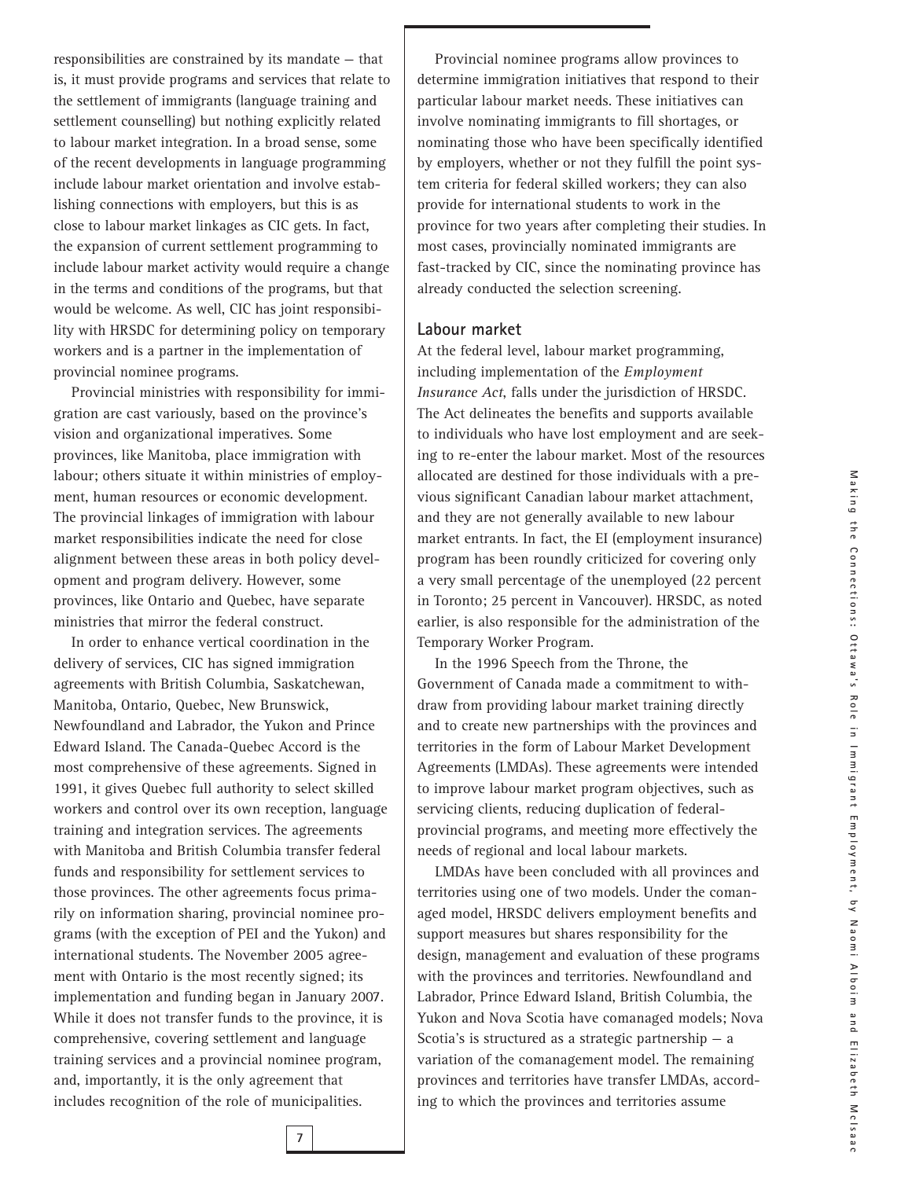responsibilities are constrained by its mandate — that is, it must provide programs and services that relate to the settlement of immigrants (language training and settlement counselling) but nothing explicitly related to labour market integration. In a broad sense, some of the recent developments in language programming include labour market orientation and involve establishing connections with employers, but this is as close to labour market linkages as CIC gets. In fact, the expansion of current settlement programming to include labour market activity would require a change in the terms and conditions of the programs, but that would be welcome. As well, CIC has joint responsibility with HRSDC for determining policy on temporary workers and is a partner in the implementation of provincial nominee programs.

Provincial ministries with responsibility for immigration are cast variously, based on the province's vision and organizational imperatives. Some provinces, like Manitoba, place immigration with labour; others situate it within ministries of employment, human resources or economic development. The provincial linkages of immigration with labour market responsibilities indicate the need for close alignment between these areas in both policy development and program delivery. However, some provinces, like Ontario and Quebec, have separate ministries that mirror the federal construct.

In order to enhance vertical coordination in the delivery of services, CIC has signed immigration agreements with British Columbia, Saskatchewan, Manitoba, Ontario, Quebec, New Brunswick, Newfoundland and Labrador, the Yukon and Prince Edward Island. The Canada-Quebec Accord is the most comprehensive of these agreements. Signed in 1991, it gives Quebec full authority to select skilled workers and control over its own reception, language training and integration services. The agreements with Manitoba and British Columbia transfer federal funds and responsibility for settlement services to those provinces. The other agreements focus primarily on information sharing, provincial nominee programs (with the exception of PEI and the Yukon) and international students. The November 2005 agreement with Ontario is the most recently signed; its implementation and funding began in January 2007. While it does not transfer funds to the province, it is comprehensive, covering settlement and language training services and a provincial nominee program, and, importantly, it is the only agreement that includes recognition of the role of municipalities.

Provincial nominee programs allow provinces to determine immigration initiatives that respond to their particular labour market needs. These initiatives can involve nominating immigrants to fill shortages, or nominating those who have been specifically identified by employers, whether or not they fulfill the point system criteria for federal skilled workers; they can also provide for international students to work in the province for two years after completing their studies. In most cases, provincially nominated immigrants are fast-tracked by CIC, since the nominating province has already conducted the selection screening.

## Labour market

At the federal level, labour market programming, including implementation of the *Employment Insurance Act*, falls under the jurisdiction of HRSDC. The Act delineates the benefits and supports available to individuals who have lost employment and are seeking to re-enter the labour market. Most of the resources allocated are destined for those individuals with a previous significant Canadian labour market attachment, and they are not generally available to new labour market entrants. In fact, the EI (employment insurance) program has been roundly criticized for covering only a very small percentage of the unemployed (22 percent in Toronto; 25 percent in Vancouver). HRSDC, as noted earlier, is also responsible for the administration of the Temporary Worker Program.

In the 1996 Speech from the Throne, the Government of Canada made a commitment to withdraw from providing labour market training directly and to create new partnerships with the provinces and territories in the form of Labour Market Development Agreements (LMDAs). These agreements were intended to improve labour market program objectives, such as servicing clients, reducing duplication of federal-provincial programs, and meeting more effectively the needs of regional and local labour markets.

LMDAs have been concluded with all provinces and territories using one of two models. Under the comanaged model, HRSDC delivers employment benefits and support measures but shares responsibility for the design, management and evaluation of these programs with the provinces and territories. Newfoundland and Labrador, Prince Edward Island, British Columbia, the Yukon and Nova Scotia have comanaged models; Nova Scotia's is structured as a strategic partnership — a variation of the comanagement model. The remaining provinces and territories have transfer LMDAs, according to which the provinces and territories assume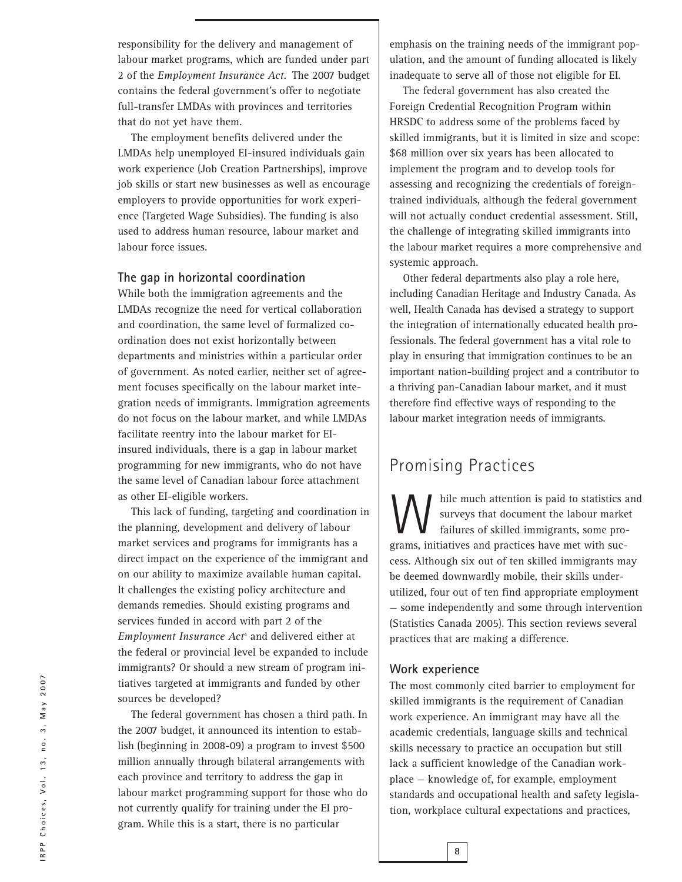responsibility for the delivery and management of labour market programs, which are funded under part 2 of the *Employment Insurance Act*. The 2007 budget contains the federal government's offer to negotiate full-transfer LMDAs with provinces and territories that do not yet have them.

The employment benefits delivered under the LMDAs help unemployed EI-insured individuals gain work experience (Job Creation Partnerships), improve job skills or start new businesses as well as encourage employers to provide opportunities for work experience (Targeted Wage Subsidies). The funding is also used to address human resource, labour market and labour force issues.

### The gap in horizontal coordination

While both the immigration agreements and the LMDAs recognize the need for vertical collaboration and coordination, the same level of formalized coordination does not exist horizontally between departments and ministries within a particular order of government. As noted earlier, neither set of agreement focuses specifically on the labour market integration needs of immigrants. Immigration agreements do not focus on the labour market, and while LMDAs facilitate reentry into the labour market for EI-insured individuals, there is a gap in labour market programming for new immigrants, who do not have the same level of Canadian labour force attachment as other EI-eligible workers.

This lack of funding, targeting and coordination in the planning, development and delivery of labour market services and programs for immigrants has a direct impact on the experience of the immigrant and on our ability to maximize available human capital. It challenges the existing policy architecture and demands remedies. Should existing programs and services funded in accord with part 2 of the *Employment Insurance Act*[4] and delivered either at the federal or provincial level be expanded to include immigrants? Or should a new stream of program initiatives targeted at immigrants and funded by other sources be developed?

The federal government has chosen a third path. In the 2007 budget, it announced its intention to establish (beginning in 2008-09) a program to invest $500 million annually through bilateral arrangements with each province and territory to address the gap in labour market programming support for those who do not currently qualify for training under the EI program. While this is a start, there is no particular emphasis on the training needs of the immigrant population, and the amount of funding allocated is likely inadequate to serve all of those not eligible for EI.

The federal government has also created the Foreign Credential Recognition Program within HRSDC to address some of the problems faced by skilled immigrants, but it is limited in size and scope: $68 million over six years has been allocated to implement the program and to develop tools for assessing and recognizing the credentials of foreign-trained individuals, although the federal government will not actually conduct credential assessment. Still, the challenge of integrating skilled immigrants into the labour market requires a more comprehensive and systemic approach.

Other federal departments also play a role here, including Canadian Heritage and Industry Canada. As well, Health Canada has devised a strategy to support the integration of internationally educated health professionals. The federal government has a vital role to play in ensuring that immigration continues to be an important nation-building project and a contributor to a thriving pan-Canadian labour market, and it must therefore find effective ways of responding to the labour market integration needs of immigrants.

## Promising Practices

While much attention is paid to statistics and surveys that document the labour market failures of skilled immigrants, some programs, initiatives and practices have met with success. Although six out of ten skilled immigrants may be deemed downwardly mobile, their skills underutilized, four out of ten find appropriate employment — some independently and some through intervention (Statistics Canada 2005). This section reviews several practices that are making a difference.

### Work experience

The most commonly cited barrier to employment for skilled immigrants is the requirement of Canadian work experience. An immigrant may have all the academic credentials, language skills and technical skills necessary to practice an occupation but still lack a sufficient knowledge of the Canadian workplace — knowledge of, for example, employment standards and occupational health and safety legislation, workplace cultural expectations and practices,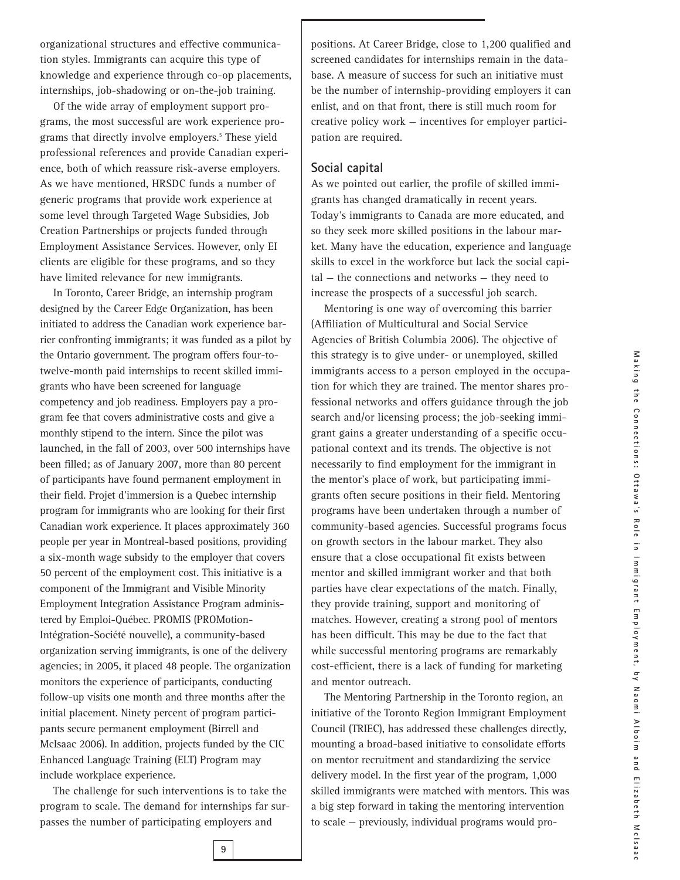organizational structures and effective communication styles. Immigrants can acquire this type of knowledge and experience through co-op placements, internships, job-shadowing or on-the-job training.

Of the wide array of employment support programs, the most successful are work experience programs that directly involve employers.[5] These yield professional references and provide Canadian experience, both of which reassure risk-averse employers. As we have mentioned, HRSDC funds a number of generic programs that provide work experience at some level through Targeted Wage Subsidies, Job Creation Partnerships or projects funded through Employment Assistance Services. However, only EI clients are eligible for these programs, and so they have limited relevance for new immigrants.

In Toronto, Career Bridge, an internship program designed by the Career Edge Organization, has been initiated to address the Canadian work experience barrier confronting immigrants; it was funded as a pilot by the Ontario government. The program offers four-to-twelve-month paid internships to recent skilled immigrants who have been screened for language competency and job readiness. Employers pay a program fee that covers administrative costs and give a monthly stipend to the intern. Since the pilot was launched, in the fall of 2003, over 500 internships have been filled; as of January 2007, more than 80 percent of participants have found permanent employment in their field. Projet d'immersion is a Quebec internship program for immigrants who are looking for their first Canadian work experience. It places approximately 360 people per year in Montreal-based positions, providing a six-month wage subsidy to the employer that covers 50 percent of the employment cost. This initiative is a component of the Immigrant and Visible Minority Employment Integration Assistance Program administered by Emploi-Québec. PROMIS (PROMotion-Intégration-Société nouvelle), a community-based organization serving immigrants, is one of the delivery agencies; in 2005, it placed 48 people. The organization monitors the experience of participants, conducting follow-up visits one month and three months after the initial placement. Ninety percent of program participants secure permanent employment (Birrell and McIsaac 2006). In addition, projects funded by the CIC Enhanced Language Training (ELT) Program may include workplace experience.

The challenge for such interventions is to take the program to scale. The demand for internships far surpasses the number of participating employers and positions. At Career Bridge, close to 1,200 qualified and screened candidates for internships remain in the database. A measure of success for such an initiative must be the number of internship-providing employers it can enlist, and on that front, there is still much room for creative policy work — incentives for employer participation are required.

## Social capital

As we pointed out earlier, the profile of skilled immigrants has changed dramatically in recent years. Today's immigrants to Canada are more educated, and so they seek more skilled positions in the labour market. Many have the education, experience and language skills to excel in the workforce but lack the social capital — the connections and networks — they need to increase the prospects of a successful job search.

Mentoring is one way of overcoming this barrier (Affiliation of Multicultural and Social Service Agencies of British Columbia 2006). The objective of this strategy is to give under- or unemployed, skilled immigrants access to a person employed in the occupation for which they are trained. The mentor shares professional networks and offers guidance through the job search and/or licensing process; the job-seeking immigrant gains a greater understanding of a specific occupational context and its trends. The objective is not necessarily to find employment for the immigrant in the mentor's place of work, but participating immigrants often secure positions in their field. Mentoring programs have been undertaken through a number of community-based agencies. Successful programs focus on growth sectors in the labour market. They also ensure that a close occupational fit exists between mentor and skilled immigrant worker and that both parties have clear expectations of the match. Finally, they provide training, support and monitoring of matches. However, creating a strong pool of mentors has been difficult. This may be due to the fact that while successful mentoring programs are remarkably cost-efficient, there is a lack of funding for marketing and mentor outreach.

The Mentoring Partnership in the Toronto region, an initiative of the Toronto Region Immigrant Employment Council (TRIEC), has addressed these challenges directly, mounting a broad-based initiative to consolidate efforts on mentor recruitment and standardizing the service delivery model. In the first year of the program, 1,000 skilled immigrants were matched with mentors. This was a big step forward in taking the mentoring intervention to scale — previously, individual programs would pro-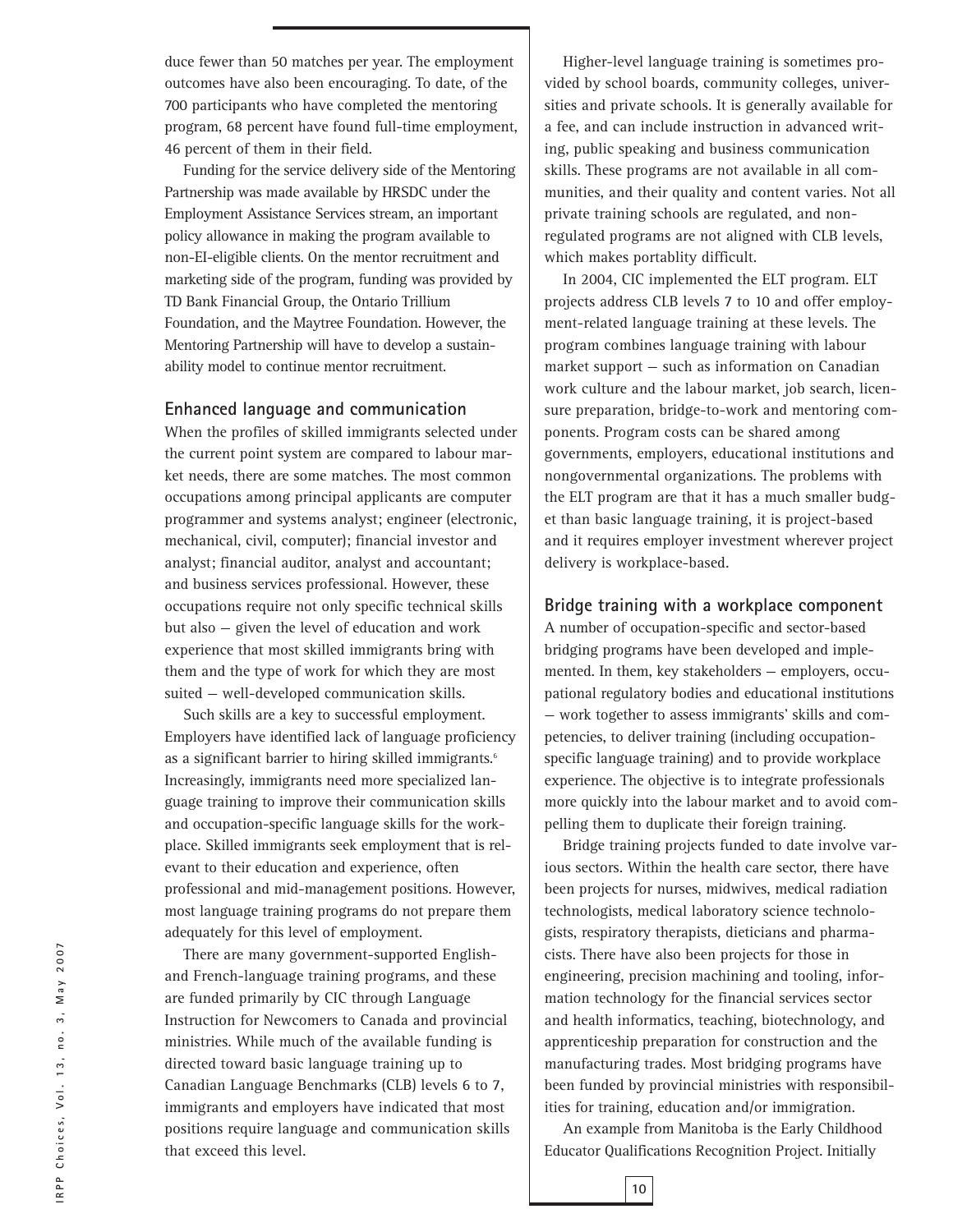duce fewer than 50 matches per year. The employment outcomes have also been encouraging. To date, of the 700 participants who have completed the mentoring program, 68 percent have found full-time employment, 46 percent of them in their field.

Funding for the service delivery side of the Mentoring Partnership was made available by HRSDC under the Employment Assistance Services stream, an important policy allowance in making the program available to non-EI-eligible clients. On the mentor recruitment and marketing side of the program, funding was provided by TD Bank Financial Group, the Ontario Trillium Foundation, and the Maytree Foundation. However, the Mentoring Partnership will have to develop a sustainability model to continue mentor recruitment.

### Enhanced language and communication

When the profiles of skilled immigrants selected under the current point system are compared to labour market needs, there are some matches. The most common occupations among principal applicants are computer programmer and systems analyst; engineer (electronic, mechanical, civil, computer); financial investor and analyst; financial auditor, analyst and accountant; and business services professional. However, these occupations require not only specific technical skills but also — given the level of education and work experience that most skilled immigrants bring with them and the type of work for which they are most suited — well-developed communication skills.

Such skills are a key to successful employment. Employers have identified lack of language proficiency as a significant barrier to hiring skilled immigrants.[6] Increasingly, immigrants need more specialized language training to improve their communication skills and occupation-specific language skills for the workplace. Skilled immigrants seek employment that is relevant to their education and experience, often professional and mid-management positions. However, most language training programs do not prepare them adequately for this level of employment.

There are many government-supported English- and French-language training programs, and these are funded primarily by CIC through Language Instruction for Newcomers to Canada and provincial ministries. While much of the available funding is directed toward basic language training up to Canadian Language Benchmarks (CLB) levels 6 to 7, immigrants and employers have indicated that most positions require language and communication skills that exceed this level.

Higher-level language training is sometimes provided by school boards, community colleges, universities and private schools. It is generally available for a fee, and can include instruction in advanced writing, public speaking and business communication skills. These programs are not available in all communities, and their quality and content varies. Not all private training schools are regulated, and non-regulated programs are not aligned with CLB levels, which makes portablity difficult.

In 2004, CIC implemented the ELT program. ELT projects address CLB levels 7 to 10 and offer employment-related language training at these levels. The program combines language training with labour market support — such as information on Canadian work culture and the labour market, job search, licensure preparation, bridge-to-work and mentoring components. Program costs can be shared among governments, employers, educational institutions and nongovernmental organizations. The problems with the ELT program are that it has a much smaller budget than basic language training, it is project-based and it requires employer investment wherever project delivery is workplace-based.

### Bridge training with a workplace component

A number of occupation-specific and sector-based bridging programs have been developed and implemented. In them, key stakeholders — employers, occupational regulatory bodies and educational institutions — work together to assess immigrants' skills and competencies, to deliver training (including occupation-specific language training) and to provide workplace experience. The objective is to integrate professionals more quickly into the labour market and to avoid compelling them to duplicate their foreign training.

Bridge training projects funded to date involve various sectors. Within the health care sector, there have been projects for nurses, midwives, medical radiation technologists, medical laboratory science technologists, respiratory therapists, dieticians and pharmacists. There have also been projects for those in engineering, precision machining and tooling, information technology for the financial services sector and health informatics, teaching, biotechnology, and apprenticeship preparation for construction and the manufacturing trades. Most bridging programs have been funded by provincial ministries with responsibilities for training, education and/or immigration.

An example from Manitoba is the Early Childhood Educator Qualifications Recognition Project. Initially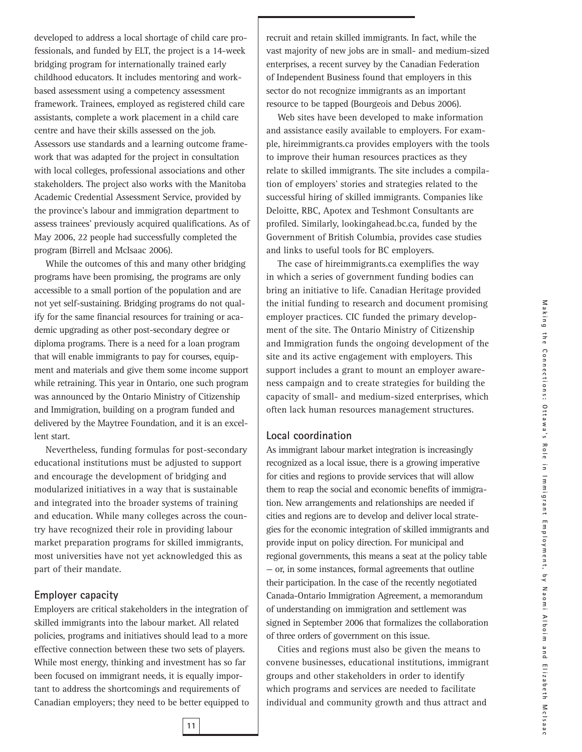developed to address a local shortage of child care professionals, and funded by ELT, the project is a 14-week bridging program for internationally trained early childhood educators. It includes mentoring and work-based assessment using a competency assessment framework. Trainees, employed as registered child care assistants, complete a work placement in a child care centre and have their skills assessed on the job. Assessors use standards and a learning outcome framework that was adapted for the project in consultation with local colleges, professional associations and other stakeholders. The project also works with the Manitoba Academic Credential Assessment Service, provided by the province's labour and immigration department to assess trainees' previously acquired qualifications. As of May 2006, 22 people had successfully completed the program (Birrell and McIsaac 2006).

While the outcomes of this and many other bridging programs have been promising, the programs are only accessible to a small portion of the population and are not yet self-sustaining. Bridging programs do not qualify for the same financial resources for training or academic upgrading as other post-secondary degree or diploma programs. There is a need for a loan program that will enable immigrants to pay for courses, equipment and materials and give them some income support while retraining. This year in Ontario, one such program was announced by the Ontario Ministry of Citizenship and Immigration, building on a program funded and delivered by the Maytree Foundation, and it is an excellent start.

Nevertheless, funding formulas for post-secondary educational institutions must be adjusted to support and encourage the development of bridging and modularized initiatives in a way that is sustainable and integrated into the broader systems of training and education. While many colleges across the country have recognized their role in providing labour market preparation programs for skilled immigrants, most universities have not yet acknowledged this as part of their mandate.

### Employer capacity

Employers are critical stakeholders in the integration of skilled immigrants into the labour market. All related policies, programs and initiatives should lead to a more effective connection between these two sets of players. While most energy, thinking and investment has so far been focused on immigrant needs, it is equally important to address the shortcomings and requirements of Canadian employers; they need to be better equipped to recruit and retain skilled immigrants. In fact, while the vast majority of new jobs are in small- and medium-sized enterprises, a recent survey by the Canadian Federation of Independent Business found that employers in this sector do not recognize immigrants as an important resource to be tapped (Bourgeois and Debus 2006).

Web sites have been developed to make information and assistance easily available to employers. For example, hireimmigrants.ca provides employers with the tools to improve their human resources practices as they relate to skilled immigrants. The site includes a compilation of employers' stories and strategies related to the successful hiring of skilled immigrants. Companies like Deloitte, RBC, Apotex and Teshmont Consultants are profiled. Similarly, lookingahead.bc.ca, funded by the Government of British Columbia, provides case studies and links to useful tools for BC employers.

The case of hireimmigrants.ca exemplifies the way in which a series of government funding bodies can bring an initiative to life. Canadian Heritage provided the initial funding to research and document promising employer practices. CIC funded the primary development of the site. The Ontario Ministry of Citizenship and Immigration funds the ongoing development of the site and its active engagement with employers. This support includes a grant to mount an employer awareness campaign and to create strategies for building the capacity of small- and medium-sized enterprises, which often lack human resources management structures.

### Local coordination

As immigrant labour market integration is increasingly recognized as a local issue, there is a growing imperative for cities and regions to provide services that will allow them to reap the social and economic benefits of immigration. New arrangements and relationships are needed if cities and regions are to develop and deliver local strategies for the economic integration of skilled immigrants and provide input on policy direction. For municipal and regional governments, this means a seat at the policy table — or, in some instances, formal agreements that outline their participation. In the case of the recently negotiated Canada-Ontario Immigration Agreement, a memorandum of understanding on immigration and settlement was signed in September 2006 that formalizes the collaboration of three orders of government on this issue.

Cities and regions must also be given the means to convene businesses, educational institutions, immigrant groups and other stakeholders in order to identify which programs and services are needed to facilitate individual and community growth and thus attract and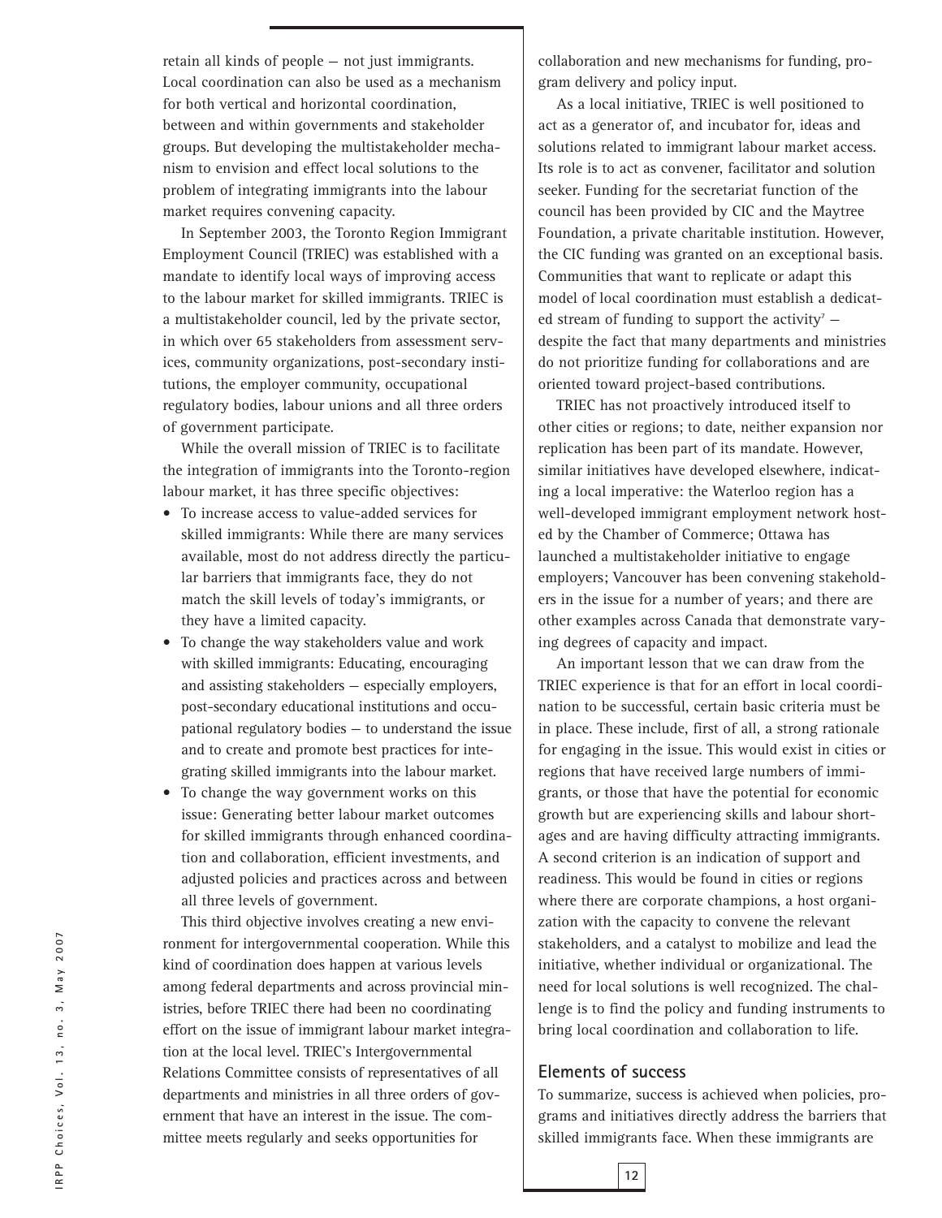retain all kinds of people — not just immigrants. Local coordination can also be used as a mechanism for both vertical and horizontal coordination, between and within governments and stakeholder groups. But developing the multistakeholder mechanism to envision and effect local solutions to the problem of integrating immigrants into the labour market requires convening capacity.

In September 2003, the Toronto Region Immigrant Employment Council (TRIEC) was established with a mandate to identify local ways of improving access to the labour market for skilled immigrants. TRIEC is a multistakeholder council, led by the private sector, in which over 65 stakeholders from assessment services, community organizations, post-secondary institutions, the employer community, occupational regulatory bodies, labour unions and all three orders of government participate.

While the overall mission of TRIEC is to facilitate the integration of immigrants into the Toronto-region labour market, it has three specific objectives:

- To increase access to value-added services for skilled immigrants: While there are many services available, most do not address directly the particular barriers that immigrants face, they do not match the skill levels of today's immigrants, or they have a limited capacity.
- To change the way stakeholders value and work with skilled immigrants: Educating, encouraging and assisting stakeholders — especially employers, post-secondary educational institutions and occupational regulatory bodies — to understand the issue and to create and promote best practices for integrating skilled immigrants into the labour market.
- To change the way government works on this issue: Generating better labour market outcomes for skilled immigrants through enhanced coordination and collaboration, efficient investments, and adjusted policies and practices across and between all three levels of government.

This third objective involves creating a new environment for intergovernmental cooperation. While this kind of coordination does happen at various levels among federal departments and across provincial ministries, before TRIEC there had been no coordinating effort on the issue of immigrant labour market integration at the local level. TRIEC's Intergovernmental Relations Committee consists of representatives of all departments and ministries in all three orders of government that have an interest in the issue. The committee meets regularly and seeks opportunities for collaboration and new mechanisms for funding, program delivery and policy input.

As a local initiative, TRIEC is well positioned to act as a generator of, and incubator for, ideas and solutions related to immigrant labour market access. Its role is to act as convener, facilitator and solution seeker. Funding for the secretariat function of the council has been provided by CIC and the Maytree Foundation, a private charitable institution. However, the CIC funding was granted on an exceptional basis. Communities that want to replicate or adapt this model of local coordination must establish a dedicated stream of funding to support the activity[7] — despite the fact that many departments and ministries do not prioritize funding for collaborations and are oriented toward project-based contributions.

TRIEC has not proactively introduced itself to other cities or regions; to date, neither expansion nor replication has been part of its mandate. However, similar initiatives have developed elsewhere, indicating a local imperative: the Waterloo region has a well-developed immigrant employment network hosted by the Chamber of Commerce; Ottawa has launched a multistakeholder initiative to engage employers; Vancouver has been convening stakeholders in the issue for a number of years; and there are other examples across Canada that demonstrate varying degrees of capacity and impact.

An important lesson that we can draw from the TRIEC experience is that for an effort in local coordination to be successful, certain basic criteria must be in place. These include, first of all, a strong rationale for engaging in the issue. This would exist in cities or regions that have received large numbers of immigrants, or those that have the potential for economic growth but are experiencing skills and labour shortages and are having difficulty attracting immigrants. A second criterion is an indication of support and readiness. This would be found in cities or regions where there are corporate champions, a host organization with the capacity to convene the relevant stakeholders, and a catalyst to mobilize and lead the initiative, whether individual or organizational. The need for local solutions is well recognized. The challenge is to find the policy and funding instruments to bring local coordination and collaboration to life.

## Elements of success

To summarize, success is achieved when policies, programs and initiatives directly address the barriers that skilled immigrants face. When these immigrants are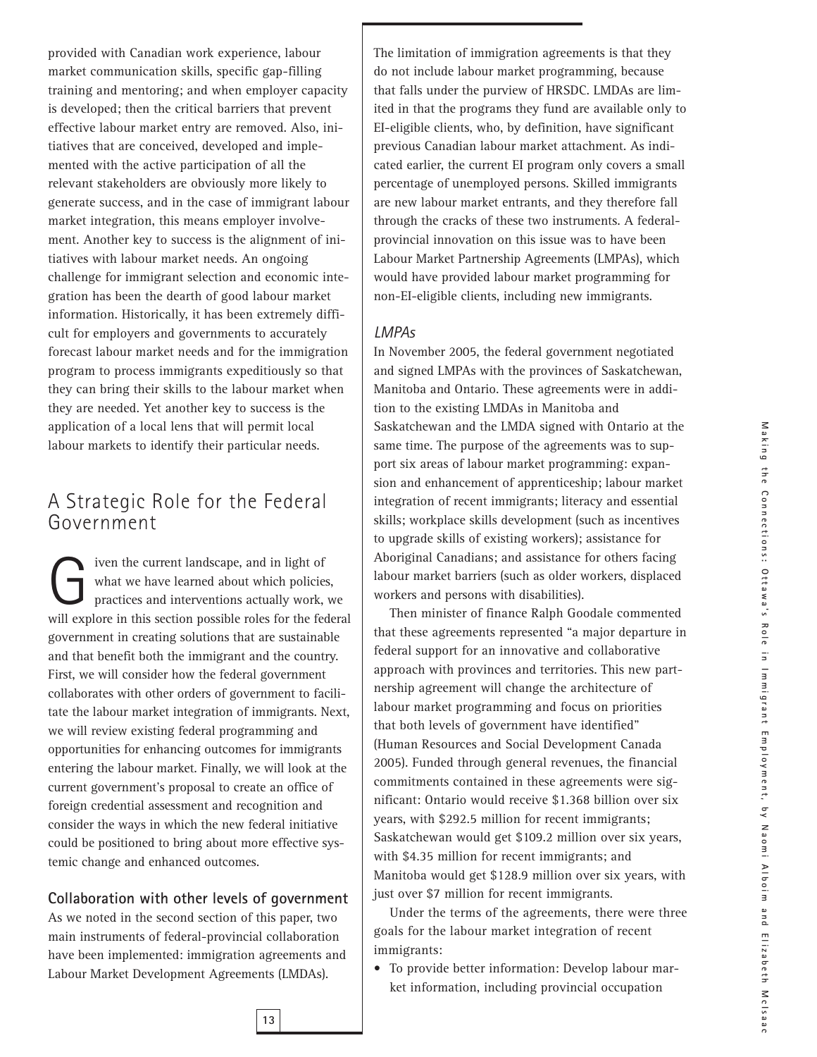provided with Canadian work experience, labour market communication skills, specific gap-filling training and mentoring; and when employer capacity is developed; then the critical barriers that prevent effective labour market entry are removed. Also, initiatives that are conceived, developed and implemented with the active participation of all the relevant stakeholders are obviously more likely to generate success, and in the case of immigrant labour market integration, this means employer involvement. Another key to success is the alignment of initiatives with labour market needs. An ongoing challenge for immigrant selection and economic integration has been the dearth of good labour market information. Historically, it has been extremely difficult for employers and governments to accurately forecast labour market needs and for the immigration program to process immigrants expeditiously so that they can bring their skills to the labour market when they are needed. Yet another key to success is the application of a local lens that will permit local labour markets to identify their particular needs.

## A Strategic Role for the Federal Government

Given the current landscape, and in light of what we have learned about which policies, practices and interventions actually work, we will explore in this section possible roles for the federal government in creating solutions that are sustainable and that benefit both the immigrant and the country. First, we will consider how the federal government collaborates with other orders of government to facilitate the labour market integration of immigrants. Next, we will review existing federal programming and opportunities for enhancing outcomes for immigrants entering the labour market. Finally, we will look at the current government's proposal to create an office of foreign credential assessment and recognition and consider the ways in which the new federal initiative could be positioned to bring about more effective systemic change and enhanced outcomes.

### Collaboration with other levels of government

As we noted in the second section of this paper, two main instruments of federal-provincial collaboration have been implemented: immigration agreements and Labour Market Development Agreements (LMDAs).

The limitation of immigration agreements is that they do not include labour market programming, because that falls under the purview of HRSDC. LMDAs are limited in that the programs they fund are available only to EI-eligible clients, who, by definition, have significant previous Canadian labour market attachment. As indicated earlier, the current EI program only covers a small percentage of unemployed persons. Skilled immigrants are new labour market entrants, and they therefore fall through the cracks of these two instruments. A federal-provincial innovation on this issue was to have been Labour Market Partnership Agreements (LMPAs), which would have provided labour market programming for non-EI-eligible clients, including new immigrants.

#### *LMPAs*

In November 2005, the federal government negotiated and signed LMPAs with the provinces of Saskatchewan, Manitoba and Ontario. These agreements were in addition to the existing LMDAs in Manitoba and Saskatchewan and the LMDA signed with Ontario at the same time. The purpose of the agreements was to support six areas of labour market programming: expansion and enhancement of apprenticeship; labour market integration of recent immigrants; literacy and essential skills; workplace skills development (such as incentives to upgrade skills of existing workers); assistance for Aboriginal Canadians; and assistance for others facing labour market barriers (such as older workers, displaced workers and persons with disabilities).

Then minister of finance Ralph Goodale commented that these agreements represented "a major departure in federal support for an innovative and collaborative approach with provinces and territories. This new partnership agreement will change the architecture of labour market programming and focus on priorities that both levels of government have identified" (Human Resources and Social Development Canada 2005). Funded through general revenues, the financial commitments contained in these agreements were significant: Ontario would receive $1.368 billion over six years, with $292.5 million for recent immigrants; Saskatchewan would get $109.2 million over six years, with $4.35 million for recent immigrants; and Manitoba would get $128.9 million over six years, with just over $7 million for recent immigrants.

Under the terms of the agreements, there were three goals for the labour market integration of recent immigrants:

- To provide better information: Develop labour market information, including provincial occupation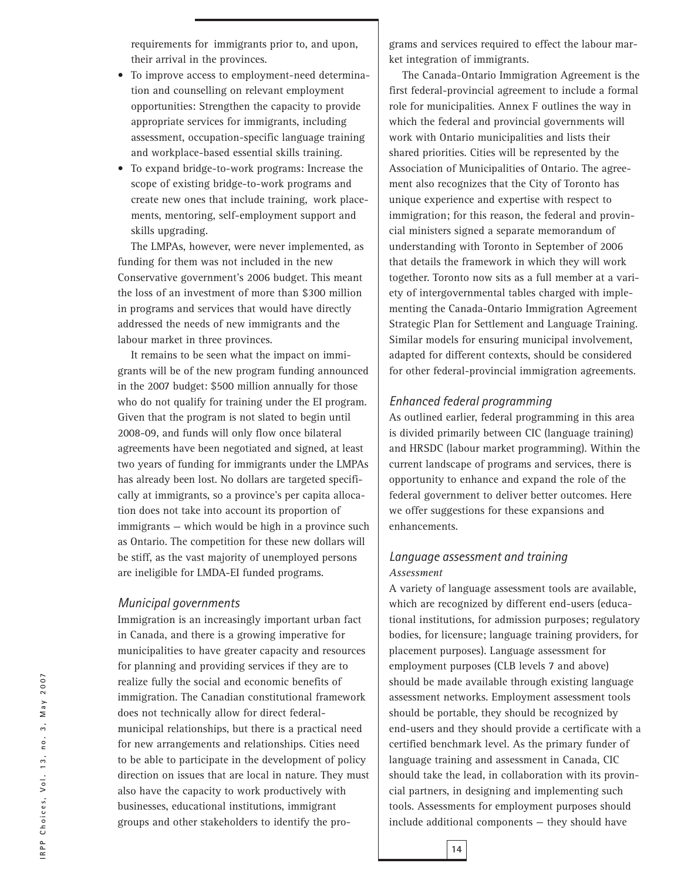requirements for immigrants prior to, and upon, their arrival in the provinces.

- To improve access to employment-need determination and counselling on relevant employment opportunities: Strengthen the capacity to provide appropriate services for immigrants, including assessment, occupation-specific language training and workplace-based essential skills training.
- To expand bridge-to-work programs: Increase the scope of existing bridge-to-work programs and create new ones that include training, work placements, mentoring, self-employment support and skills upgrading.

The LMPAs, however, were never implemented, as funding for them was not included in the new Conservative government's 2006 budget. This meant the loss of an investment of more than $300 million in programs and services that would have directly addressed the needs of new immigrants and the labour market in three provinces.

It remains to be seen what the impact on immigrants will be of the new program funding announced in the 2007 budget: $500 million annually for those who do not qualify for training under the EI program. Given that the program is not slated to begin until 2008-09, and funds will only flow once bilateral agreements have been negotiated and signed, at least two years of funding for immigrants under the LMPAs has already been lost. No dollars are targeted specifically at immigrants, so a province's per capita allocation does not take into account its proportion of immigrants — which would be high in a province such as Ontario. The competition for these new dollars will be stiff, as the vast majority of unemployed persons are ineligible for LMDA-EI funded programs.

### *Municipal governments*

Immigration is an increasingly important urban fact in Canada, and there is a growing imperative for municipalities to have greater capacity and resources for planning and providing services if they are to realize fully the social and economic benefits of immigration. The Canadian constitutional framework does not technically allow for direct federal-municipal relationships, but there is a practical need for new arrangements and relationships. Cities need to be able to participate in the development of policy direction on issues that are local in nature. They must also have the capacity to work productively with businesses, educational institutions, immigrant groups and other stakeholders to identify the programs and services required to effect the labour market integration of immigrants.

The Canada-Ontario Immigration Agreement is the first federal-provincial agreement to include a formal role for municipalities. Annex F outlines the way in which the federal and provincial governments will work with Ontario municipalities and lists their shared priorities. Cities will be represented by the Association of Municipalities of Ontario. The agreement also recognizes that the City of Toronto has unique experience and expertise with respect to immigration; for this reason, the federal and provincial ministers signed a separate memorandum of understanding with Toronto in September of 2006 that details the framework in which they will work together. Toronto now sits as a full member at a variety of intergovernmental tables charged with implementing the Canada-Ontario Immigration Agreement Strategic Plan for Settlement and Language Training. Similar models for ensuring municipal involvement, adapted for different contexts, should be considered for other federal-provincial immigration agreements.

### *Enhanced federal programming*

As outlined earlier, federal programming in this area is divided primarily between CIC (language training) and HRSDC (labour market programming). Within the current landscape of programs and services, there is opportunity to enhance and expand the role of the federal government to deliver better outcomes. Here we offer suggestions for these expansions and enhancements.

### *Language assessment and training*

#### *Assessment*

A variety of language assessment tools are available, which are recognized by different end-users (educational institutions, for admission purposes; regulatory bodies, for licensure; language training providers, for placement purposes). Language assessment for employment purposes (CLB levels 7 and above) should be made available through existing language assessment networks. Employment assessment tools should be portable, they should be recognized by end-users and they should provide a certificate with a certified benchmark level. As the primary funder of language training and assessment in Canada, CIC should take the lead, in collaboration with its provincial partners, in designing and implementing such tools. Assessments for employment purposes should include additional components — they should have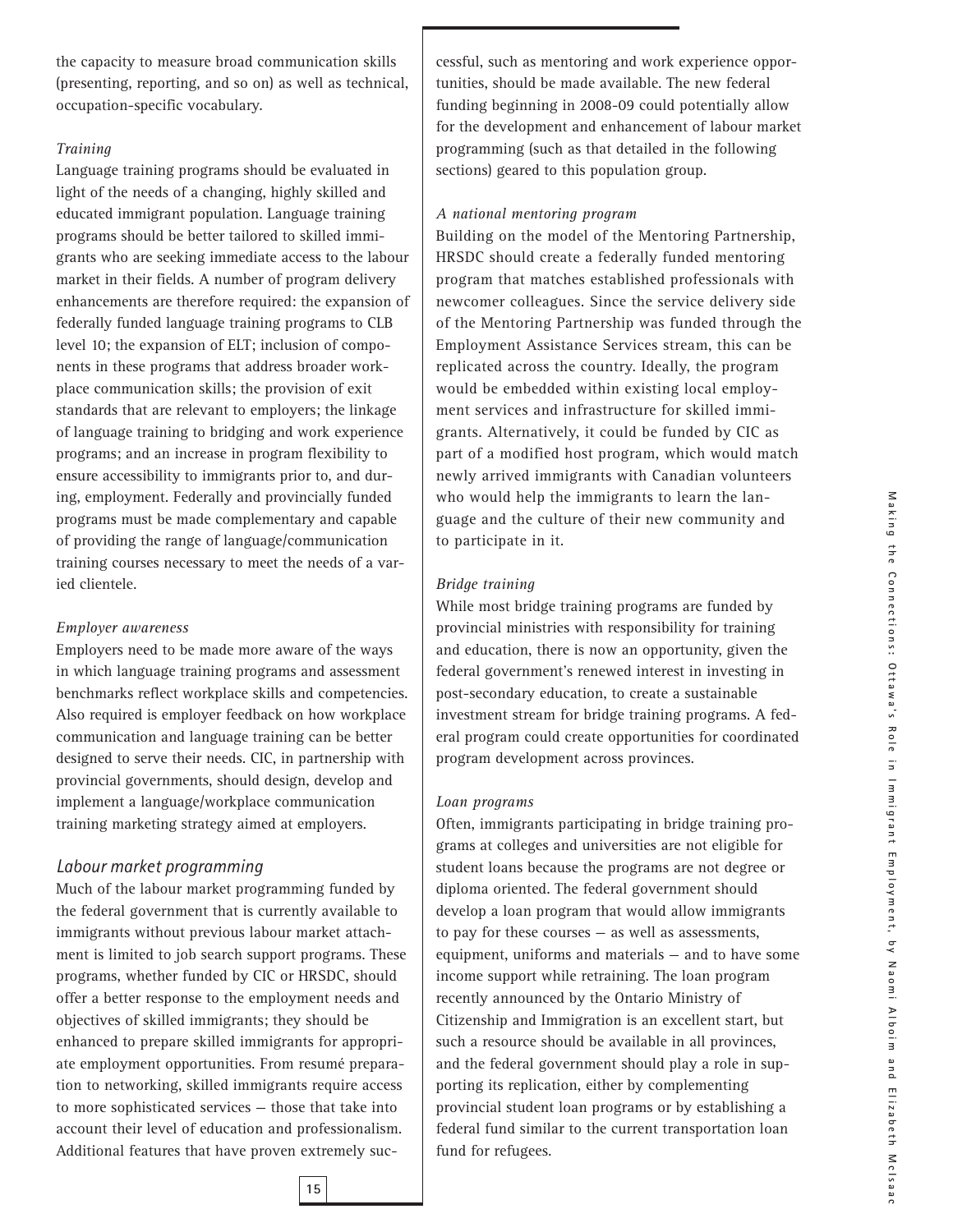the capacity to measure broad communication skills (presenting, reporting, and so on) as well as technical, occupation-specific vocabulary.

*Training*

Language training programs should be evaluated in light of the needs of a changing, highly skilled and educated immigrant population. Language training programs should be better tailored to skilled immigrants who are seeking immediate access to the labour market in their fields. A number of program delivery enhancements are therefore required: the expansion of federally funded language training programs to CLB level 10; the expansion of ELT; inclusion of components in these programs that address broader workplace communication skills; the provision of exit standards that are relevant to employers; the linkage of language training to bridging and work experience programs; and an increase in program flexibility to ensure accessibility to immigrants prior to, and during, employment. Federally and provincially funded programs must be made complementary and capable of providing the range of language/communication training courses necessary to meet the needs of a varied clientele.

*Employer awareness*

Employers need to be made more aware of the ways in which language training programs and assessment benchmarks reflect workplace skills and competencies. Also required is employer feedback on how workplace communication and language training can be better designed to serve their needs. CIC, in partnership with provincial governments, should design, develop and implement a language/workplace communication training marketing strategy aimed at employers.

## Labour market programming

Much of the labour market programming funded by the federal government that is currently available to immigrants without previous labour market attachment is limited to job search support programs. These programs, whether funded by CIC or HRSDC, should offer a better response to the employment needs and objectives of skilled immigrants; they should be enhanced to prepare skilled immigrants for appropriate employment opportunities. From resumé preparation to networking, skilled immigrants require access to more sophisticated services — those that take into account their level of education and professionalism. Additional features that have proven extremely successful, such as mentoring and work experience opportunities, should be made available. The new federal funding beginning in 2008-09 could potentially allow for the development and enhancement of labour market programming (such as that detailed in the following sections) geared to this population group.

*A national mentoring program*

Building on the model of the Mentoring Partnership, HRSDC should create a federally funded mentoring program that matches established professionals with newcomer colleagues. Since the service delivery side of the Mentoring Partnership was funded through the Employment Assistance Services stream, this can be replicated across the country. Ideally, the program would be embedded within existing local employment services and infrastructure for skilled immigrants. Alternatively, it could be funded by CIC as part of a modified host program, which would match newly arrived immigrants with Canadian volunteers who would help the immigrants to learn the language and the culture of their new community and to participate in it.

*Bridge training*

While most bridge training programs are funded by provincial ministries with responsibility for training and education, there is now an opportunity, given the federal government's renewed interest in investing in post-secondary education, to create a sustainable investment stream for bridge training programs. A federal program could create opportunities for coordinated program development across provinces.

*Loan programs*

Often, immigrants participating in bridge training programs at colleges and universities are not eligible for student loans because the programs are not degree or diploma oriented. The federal government should develop a loan program that would allow immigrants to pay for these courses — as well as assessments, equipment, uniforms and materials — and to have some income support while retraining. The loan program recently announced by the Ontario Ministry of Citizenship and Immigration is an excellent start, but such a resource should be available in all provinces, and the federal government should play a role in supporting its replication, either by complementing provincial student loan programs or by establishing a federal fund similar to the current transportation loan fund for refugees.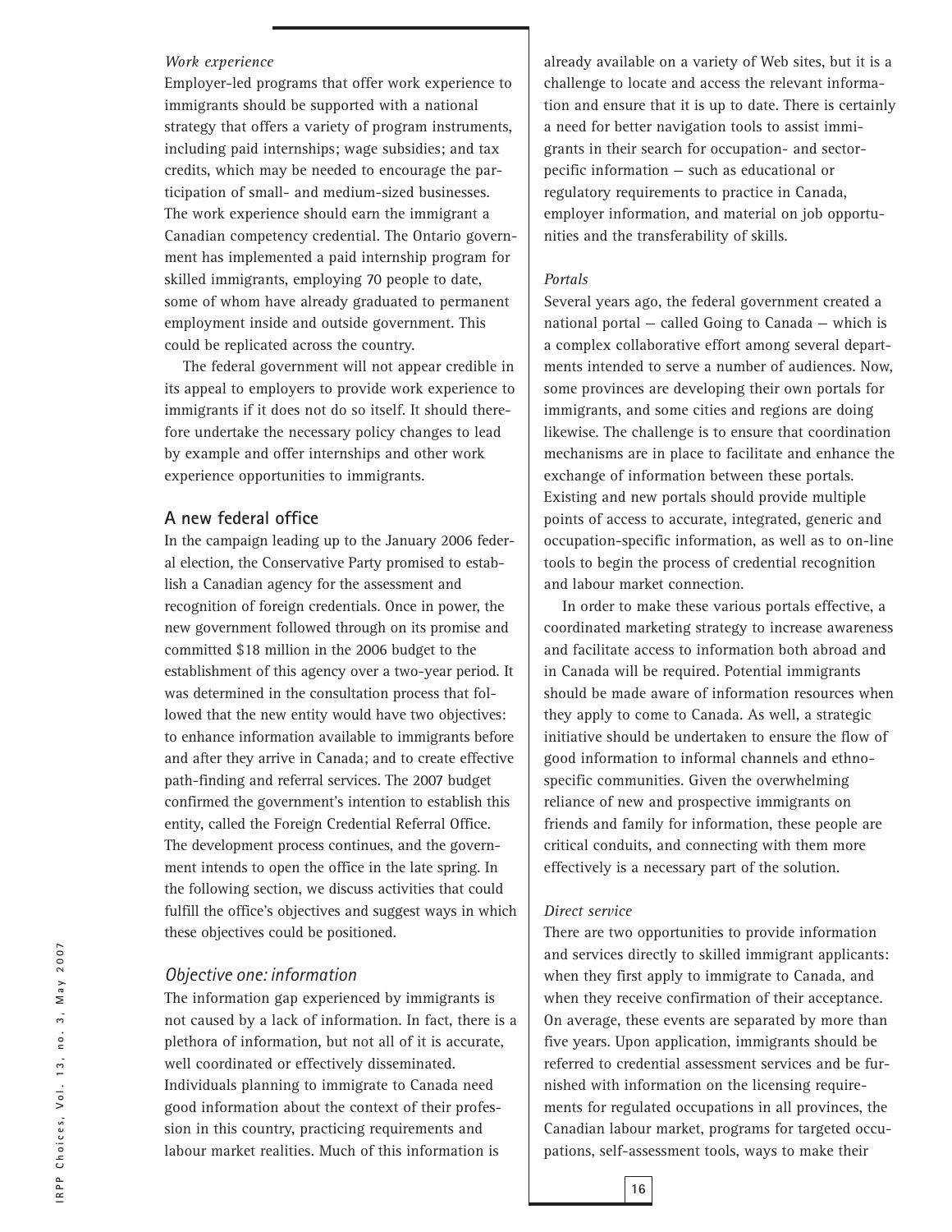*Work experience*

Employer-led programs that offer work experience to immigrants should be supported with a national strategy that offers a variety of program instruments, including paid internships; wage subsidies; and tax credits, which may be needed to encourage the participation of small- and medium-sized businesses. The work experience should earn the immigrant a Canadian competency credential. The Ontario government has implemented a paid internship program for skilled immigrants, employing 70 people to date, some of whom have already graduated to permanent employment inside and outside government. This could be replicated across the country.

The federal government will not appear credible in its appeal to employers to provide work experience to immigrants if it does not do so itself. It should therefore undertake the necessary policy changes to lead by example and offer internships and other work experience opportunities to immigrants.

## A new federal office

In the campaign leading up to the January 2006 federal election, the Conservative Party promised to establish a Canadian agency for the assessment and recognition of foreign credentials. Once in power, the new government followed through on its promise and committed $18 million in the 2006 budget to the establishment of this agency over a two-year period. It was determined in the consultation process that followed that the new entity would have two objectives: to enhance information available to immigrants before and after they arrive in Canada; and to create effective path-finding and referral services. The 2007 budget confirmed the government's intention to establish this entity, called the Foreign Credential Referral Office. The development process continues, and the government intends to open the office in the late spring. In the following section, we discuss activities that could fulfill the office's objectives and suggest ways in which these objectives could be positioned.

### *Objective one: information*

The information gap experienced by immigrants is not caused by a lack of information. In fact, there is a plethora of information, but not all of it is accurate, well coordinated or effectively disseminated. Individuals planning to immigrate to Canada need good information about the context of their profession in this country, practicing requirements and labour market realities. Much of this information is already available on a variety of Web sites, but it is a challenge to locate and access the relevant information and ensure that it is up to date. There is certainly a need for better navigation tools to assist immigrants in their search for occupation- and sector-pecific information — such as educational or regulatory requirements to practice in Canada, employer information, and material on job opportunities and the transferability of skills.

*Portals*

Several years ago, the federal government created a national portal — called Going to Canada — which is a complex collaborative effort among several departments intended to serve a number of audiences. Now, some provinces are developing their own portals for immigrants, and some cities and regions are doing likewise. The challenge is to ensure that coordination mechanisms are in place to facilitate and enhance the exchange of information between these portals. Existing and new portals should provide multiple points of access to accurate, integrated, generic and occupation-specific information, as well as to on-line tools to begin the process of credential recognition and labour market connection.

In order to make these various portals effective, a coordinated marketing strategy to increase awareness and facilitate access to information both abroad and in Canada will be required. Potential immigrants should be made aware of information resources when they apply to come to Canada. As well, a strategic initiative should be undertaken to ensure the flow of good information to informal channels and ethno-specific communities. Given the overwhelming reliance of new and prospective immigrants on friends and family for information, these people are critical conduits, and connecting with them more effectively is a necessary part of the solution.

*Direct service*

There are two opportunities to provide information and services directly to skilled immigrant applicants: when they first apply to immigrate to Canada, and when they receive confirmation of their acceptance. On average, these events are separated by more than five years. Upon application, immigrants should be referred to credential assessment services and be furnished with information on the licensing requirements for regulated occupations in all provinces, the Canadian labour market, programs for targeted occupations, self-assessment tools, ways to make their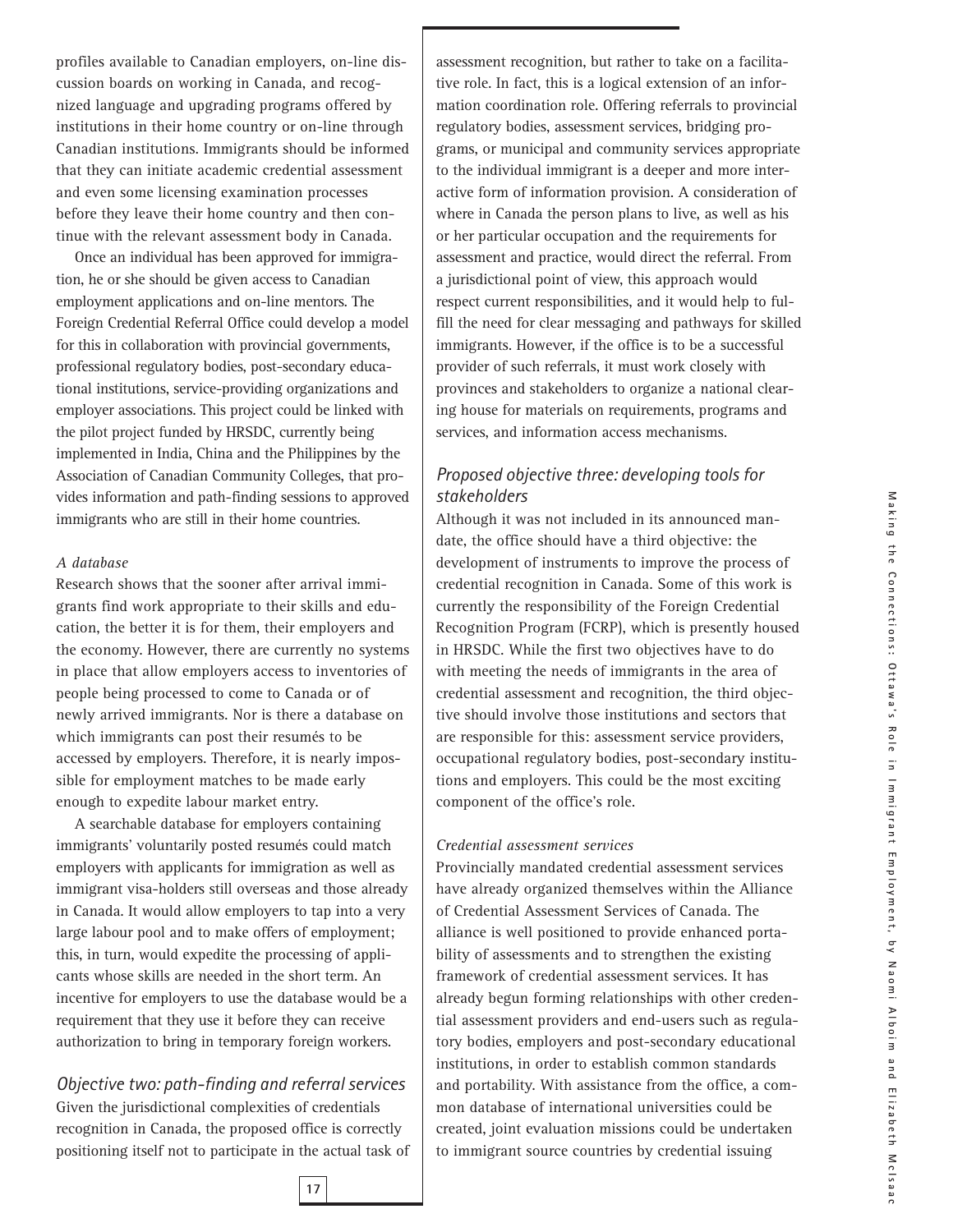profiles available to Canadian employers, on-line discussion boards on working in Canada, and recognized language and upgrading programs offered by institutions in their home country or on-line through Canadian institutions. Immigrants should be informed that they can initiate academic credential assessment and even some licensing examination processes before they leave their home country and then continue with the relevant assessment body in Canada.

Once an individual has been approved for immigration, he or she should be given access to Canadian employment applications and on-line mentors. The Foreign Credential Referral Office could develop a model for this in collaboration with provincial governments, professional regulatory bodies, post-secondary educational institutions, service-providing organizations and employer associations. This project could be linked with the pilot project funded by HRSDC, currently being implemented in India, China and the Philippines by the Association of Canadian Community Colleges, that provides information and path-finding sessions to approved immigrants who are still in their home countries.

#### *A database*

Research shows that the sooner after arrival immigrants find work appropriate to their skills and education, the better it is for them, their employers and the economy. However, there are currently no systems in place that allow employers access to inventories of people being processed to come to Canada or of newly arrived immigrants. Nor is there a database on which immigrants can post their resumés to be accessed by employers. Therefore, it is nearly impossible for employment matches to be made early enough to expedite labour market entry.

A searchable database for employers containing immigrants' voluntarily posted resumés could match employers with applicants for immigration as well as immigrant visa-holders still overseas and those already in Canada. It would allow employers to tap into a very large labour pool and to make offers of employment; this, in turn, would expedite the processing of applicants whose skills are needed in the short term. An incentive for employers to use the database would be a requirement that they use it before they can receive authorization to bring in temporary foreign workers.

### *Objective two: path-finding and referral services*

Given the jurisdictional complexities of credentials recognition in Canada, the proposed office is correctly positioning itself not to participate in the actual task of assessment recognition, but rather to take on a facilitative role. In fact, this is a logical extension of an information coordination role. Offering referrals to provincial regulatory bodies, assessment services, bridging programs, or municipal and community services appropriate to the individual immigrant is a deeper and more interactive form of information provision. A consideration of where in Canada the person plans to live, as well as his or her particular occupation and the requirements for assessment and practice, would direct the referral. From a jurisdictional point of view, this approach would respect current responsibilities, and it would help to fulfill the need for clear messaging and pathways for skilled immigrants. However, if the office is to be a successful provider of such referrals, it must work closely with provinces and stakeholders to organize a national clearing house for materials on requirements, programs and services, and information access mechanisms.

### *Proposed objective three: developing tools for stakeholders*

Although it was not included in its announced mandate, the office should have a third objective: the development of instruments to improve the process of credential recognition in Canada. Some of this work is currently the responsibility of the Foreign Credential Recognition Program (FCRP), which is presently housed in HRSDC. While the first two objectives have to do with meeting the needs of immigrants in the area of credential assessment and recognition, the third objective should involve those institutions and sectors that are responsible for this: assessment service providers, occupational regulatory bodies, post-secondary institutions and employers. This could be the most exciting component of the office's role.

#### *Credential assessment services*

Provincially mandated credential assessment services have already organized themselves within the Alliance of Credential Assessment Services of Canada. The alliance is well positioned to provide enhanced portability of assessments and to strengthen the existing framework of credential assessment services. It has already begun forming relationships with other credential assessment providers and end-users such as regulatory bodies, employers and post-secondary educational institutions, in order to establish common standards and portability. With assistance from the office, a common database of international universities could be created, joint evaluation missions could be undertaken to immigrant source countries by credential issuing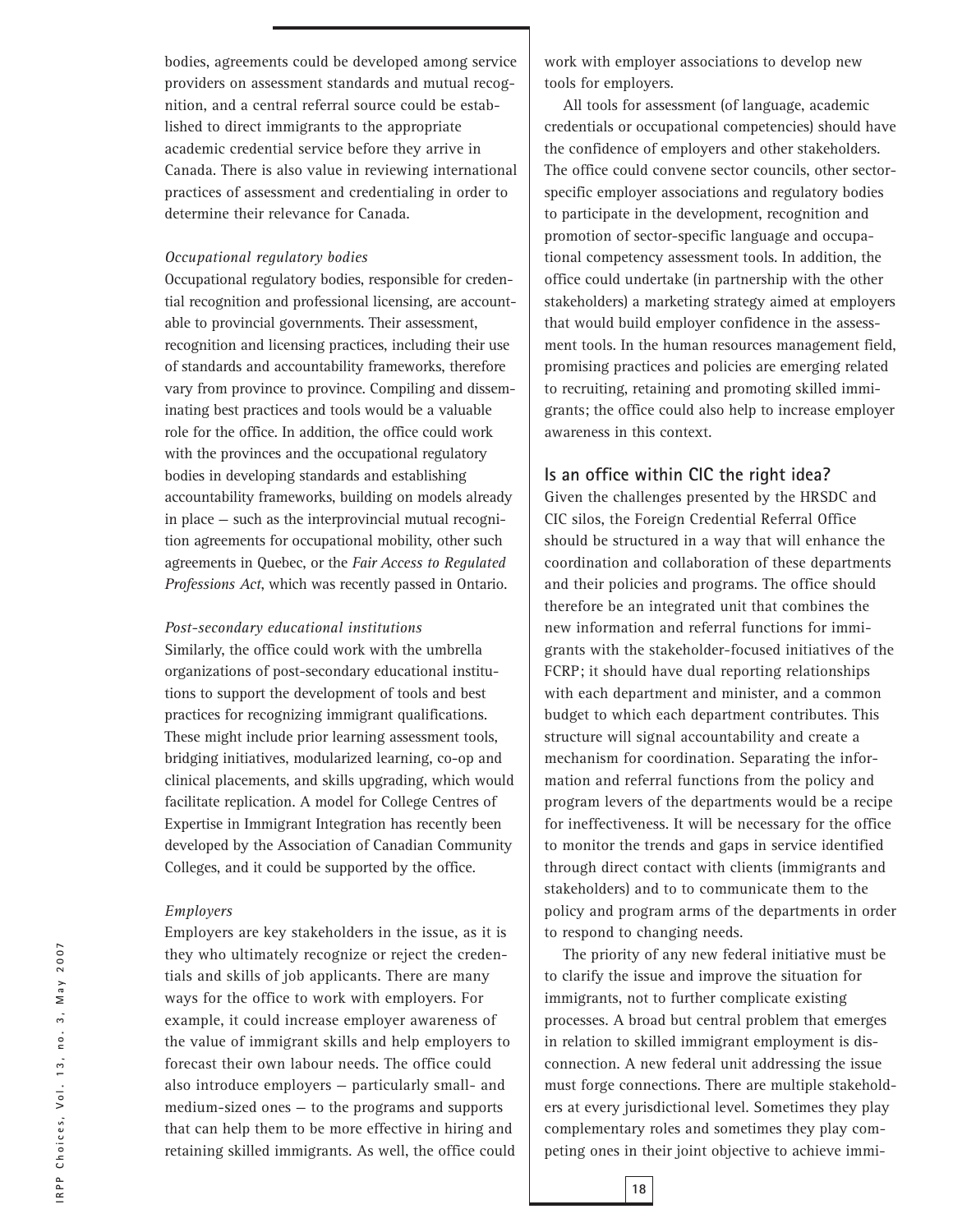bodies, agreements could be developed among service providers on assessment standards and mutual recognition, and a central referral source could be established to direct immigrants to the appropriate academic credential service before they arrive in Canada. There is also value in reviewing international practices of assessment and credentialing in order to determine their relevance for Canada.

*Occupational regulatory bodies*

Occupational regulatory bodies, responsible for credential recognition and professional licensing, are accountable to provincial governments. Their assessment, recognition and licensing practices, including their use of standards and accountability frameworks, therefore vary from province to province. Compiling and disseminating best practices and tools would be a valuable role for the office. In addition, the office could work with the provinces and the occupational regulatory bodies in developing standards and establishing accountability frameworks, building on models already in place — such as the interprovincial mutual recognition agreements for occupational mobility, other such agreements in Quebec, or the *Fair Access to Regulated Professions Act*, which was recently passed in Ontario.

*Post-secondary educational institutions*

Similarly, the office could work with the umbrella organizations of post-secondary educational institutions to support the development of tools and best practices for recognizing immigrant qualifications. These might include prior learning assessment tools, bridging initiatives, modularized learning, co-op and clinical placements, and skills upgrading, which would facilitate replication. A model for College Centres of Expertise in Immigrant Integration has recently been developed by the Association of Canadian Community Colleges, and it could be supported by the office.

*Employers*

Employers are key stakeholders in the issue, as it is they who ultimately recognize or reject the credentials and skills of job applicants. There are many ways for the office to work with employers. For example, it could increase employer awareness of the value of immigrant skills and help employers to forecast their own labour needs. The office could also introduce employers — particularly small- and medium-sized ones — to the programs and supports that can help them to be more effective in hiring and retaining skilled immigrants. As well, the office could work with employer associations to develop new tools for employers.

All tools for assessment (of language, academic credentials or occupational competencies) should have the confidence of employers and other stakeholders. The office could convene sector councils, other sector-specific employer associations and regulatory bodies to participate in the development, recognition and promotion of sector-specific language and occupational competency assessment tools. In addition, the office could undertake (in partnership with the other stakeholders) a marketing strategy aimed at employers that would build employer confidence in the assessment tools. In the human resources management field, promising practices and policies are emerging related to recruiting, retaining and promoting skilled immigrants; the office could also help to increase employer awareness in this context.

## Is an office within CIC the right idea?

Given the challenges presented by the HRSDC and CIC silos, the Foreign Credential Referral Office should be structured in a way that will enhance the coordination and collaboration of these departments and their policies and programs. The office should therefore be an integrated unit that combines the new information and referral functions for immigrants with the stakeholder-focused initiatives of the FCRP; it should have dual reporting relationships with each department and minister, and a common budget to which each department contributes. This structure will signal accountability and create a mechanism for coordination. Separating the information and referral functions from the policy and program levers of the departments would be a recipe for ineffectiveness. It will be necessary for the office to monitor the trends and gaps in service identified through direct contact with clients (immigrants and stakeholders) and to to communicate them to the policy and program arms of the departments in order to respond to changing needs.

The priority of any new federal initiative must be to clarify the issue and improve the situation for immigrants, not to further complicate existing processes. A broad but central problem that emerges in relation to skilled immigrant employment is disconnection. A new federal unit addressing the issue must forge connections. There are multiple stakeholders at every jurisdictional level. Sometimes they play complementary roles and sometimes they play competing ones in their joint objective to achieve immi-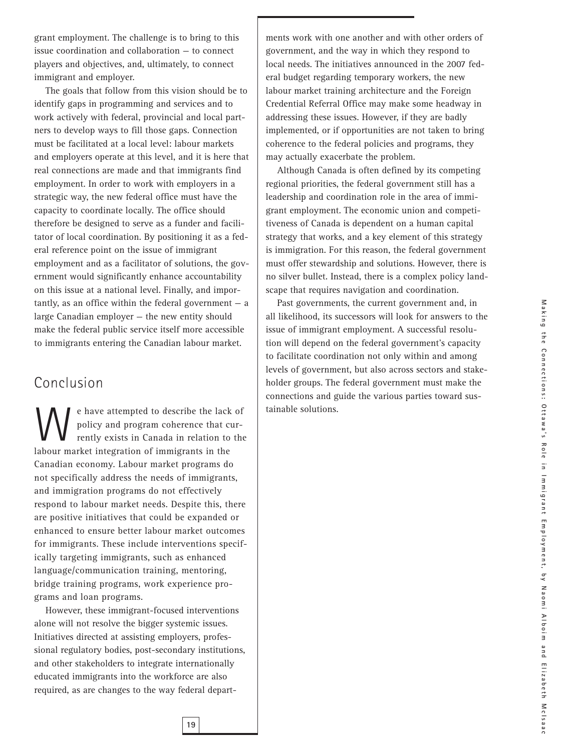grant employment. The challenge is to bring to this issue coordination and collaboration — to connect players and objectives, and, ultimately, to connect immigrant and employer.

The goals that follow from this vision should be to identify gaps in programming and services and to work actively with federal, provincial and local partners to develop ways to fill those gaps. Connection must be facilitated at a local level: labour markets and employers operate at this level, and it is here that real connections are made and that immigrants find employment. In order to work with employers in a strategic way, the new federal office must have the capacity to coordinate locally. The office should therefore be designed to serve as a funder and facilitator of local coordination. By positioning it as a federal reference point on the issue of immigrant employment and as a facilitator of solutions, the government would significantly enhance accountability on this issue at a national level. Finally, and importantly, as an office within the federal government — a large Canadian employer — the new entity should make the federal public service itself more accessible to immigrants entering the Canadian labour market.

## Conclusion

We have attempted to describe the lack of policy and program coherence that currently exists in Canada in relation to the labour market integration of immigrants in the Canadian economy. Labour market programs do not specifically address the needs of immigrants, and immigration programs do not effectively respond to labour market needs. Despite this, there are positive initiatives that could be expanded or enhanced to ensure better labour market outcomes for immigrants. These include interventions specifically targeting immigrants, such as enhanced language/communication training, mentoring, bridge training programs, work experience programs and loan programs.

However, these immigrant-focused interventions alone will not resolve the bigger systemic issues. Initiatives directed at assisting employers, professional regulatory bodies, post-secondary institutions, and other stakeholders to integrate internationally educated immigrants into the workforce are also required, as are changes to the way federal departments work with one another and with other orders of government, and the way in which they respond to local needs. The initiatives announced in the 2007 federal budget regarding temporary workers, the new labour market training architecture and the Foreign Credential Referral Office may make some headway in addressing these issues. However, if they are badly implemented, or if opportunities are not taken to bring coherence to the federal policies and programs, they may actually exacerbate the problem.

Although Canada is often defined by its competing regional priorities, the federal government still has a leadership and coordination role in the area of immigrant employment. The economic union and competitiveness of Canada is dependent on a human capital strategy that works, and a key element of this strategy is immigration. For this reason, the federal government must offer stewardship and solutions. However, there is no silver bullet. Instead, there is a complex policy landscape that requires navigation and coordination.

Past governments, the current government and, in all likelihood, its successors will look for answers to the issue of immigrant employment. A successful resolution will depend on the federal government's capacity to facilitate coordination not only within and among levels of government, but also across sectors and stakeholder groups. The federal government must make the connections and guide the various parties toward sustainable solutions.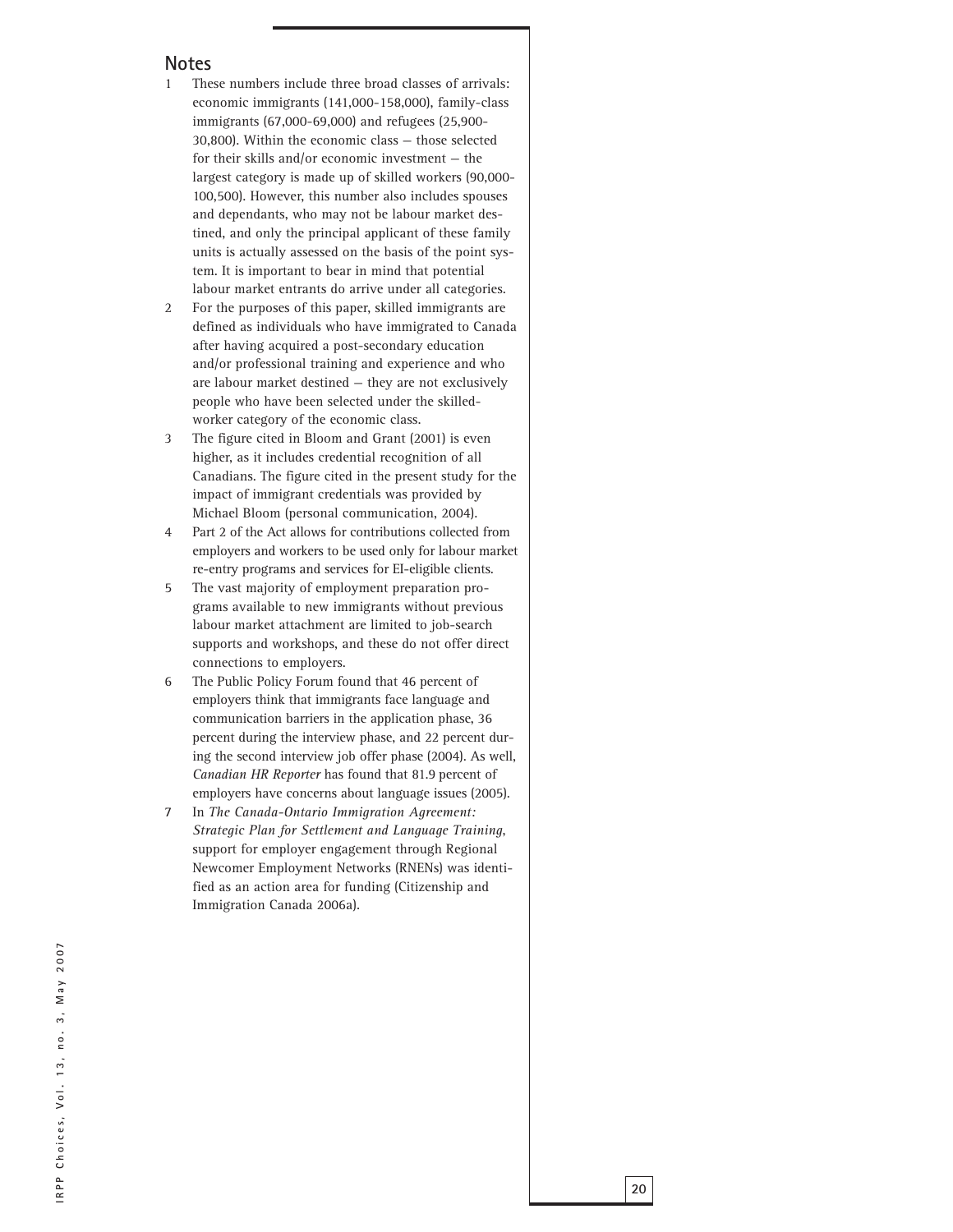## Notes

1. These numbers include three broad classes of arrivals: economic immigrants (141,000-158,000), family-class immigrants (67,000-69,000) and refugees (25,900-30,800). Within the economic class — those selected for their skills and/or economic investment — the largest category is made up of skilled workers (90,000-100,500). However, this number also includes spouses and dependants, who may not be labour market destined, and only the principal applicant of these family units is actually assessed on the basis of the point system. It is important to bear in mind that potential labour market entrants do arrive under all categories.
2. For the purposes of this paper, skilled immigrants are defined as individuals who have immigrated to Canada after having acquired a post-secondary education and/or professional training and experience and who are labour market destined — they are not exclusively people who have been selected under the skilled-worker category of the economic class.
3. The figure cited in Bloom and Grant (2001) is even higher, as it includes credential recognition of all Canadians. The figure cited in the present study for the impact of immigrant credentials was provided by Michael Bloom (personal communication, 2004).
4. Part 2 of the Act allows for contributions collected from employers and workers to be used only for labour market re-entry programs and services for EI-eligible clients.
5. The vast majority of employment preparation programs available to new immigrants without previous labour market attachment are limited to job-search supports and workshops, and these do not offer direct connections to employers.
6. The Public Policy Forum found that 46 percent of employers think that immigrants face language and communication barriers in the application phase, 36 percent during the interview phase, and 22 percent during the second interview job offer phase (2004). As well, *Canadian HR Reporter* has found that 81.9 percent of employers have concerns about language issues (2005).
7. In *The Canada-Ontario Immigration Agreement: Strategic Plan for Settlement and Language Training*, support for employer engagement through Regional Newcomer Employment Networks (RNENs) was identified as an action area for funding (Citizenship and Immigration Canada 2006a).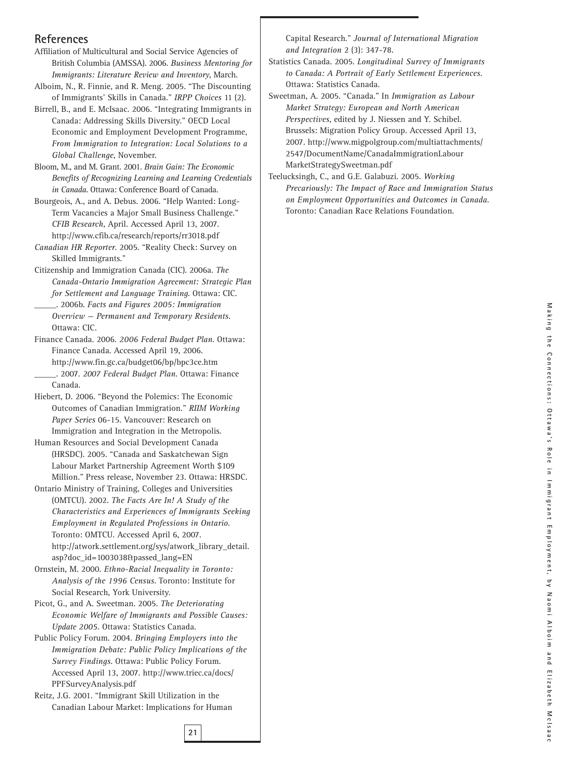## References

Affiliation of Multicultural and Social Service Agencies of British Columbia (AMSSA). 2006. *Business Mentoring for Immigrants: Literature Review and Inventory*, March.

Alboim, N., R. Finnie, and R. Meng. 2005. "The Discounting of Immigrants' Skills in Canada." *IRPP Choices* 11 (2).

Birrell, B., and E. McIsaac. 2006. "Integrating Immigrants in Canada: Addressing Skills Diversity." OECD Local Economic and Employment Development Programme, *From Immigration to Integration: Local Solutions to a Global Challenge*, November.

Bloom, M., and M. Grant. 2001. *Brain Gain: The Economic Benefits of Recognizing Learning and Learning Credentials in Canada*. Ottawa: Conference Board of Canada.

Bourgeois, A., and A. Debus. 2006. "Help Wanted: Long-Term Vacancies a Major Small Business Challenge." *CFIB Research*, April. Accessed April 13, 2007. http://www.cfib.ca/research/reports/rr3018.pdf

*Canadian HR Reporter*. 2005. "Reality Check: Survey on Skilled Immigrants."

Citizenship and Immigration Canada (CIC). 2006a. *The Canada-Ontario Immigration Agreement: Strategic Plan for Settlement and Language Training*. Ottawa: CIC.

______. 2006b. *Facts and Figures 2005: Immigration Overview – Permanent and Temporary Residents*. Ottawa: CIC.

Finance Canada. 2006. *2006 Federal Budget Plan*. Ottawa: Finance Canada. Accessed April 19, 2006. http://www.fin.gc.ca/budget06/bp/bpc3ce.htm

______. 2007. *2007 Federal Budget Plan*. Ottawa: Finance Canada.

Hiebert, D. 2006. "Beyond the Polemics: The Economic Outcomes of Canadian Immigration." *RIIM Working Paper Series* 06-15. Vancouver: Research on Immigration and Integration in the Metropolis.

Human Resources and Social Development Canada (HRSDC). 2005. "Canada and Saskatchewan Sign Labour Market Partnership Agreement Worth $109 Million." Press release, November 23. Ottawa: HRSDC.

Ontario Ministry of Training, Colleges and Universities (OMTCU). 2002. *The Facts Are In! A Study of the Characteristics and Experiences of Immigrants Seeking Employment in Regulated Professions in Ontario*. Toronto: OMTCU. Accessed April 6, 2007. http://atwork.settlement.org/sys/atwork_library_detail.asp?doc_id=1003038&passed_lang=EN

Ornstein, M. 2000. *Ethno-Racial Inequality in Toronto: Analysis of the 1996 Census*. Toronto: Institute for Social Research, York University.

Picot, G., and A. Sweetman. 2005. *The Deteriorating Economic Welfare of Immigrants and Possible Causes: Update 2005*. Ottawa: Statistics Canada.

Public Policy Forum. 2004. *Bringing Employers into the Immigration Debate: Public Policy Implications of the Survey Findings*. Ottawa: Public Policy Forum. Accessed April 13, 2007. http://www.triec.ca/docs/PPFSurveyAnalysis.pdf

Reitz, J.G. 2001. "Immigrant Skill Utilization in the Canadian Labour Market: Implications for Human Capital Research." *Journal of International Migration and Integration* 2 (3): 347-78.

Statistics Canada. 2005. *Longitudinal Survey of Immigrants to Canada: A Portrait of Early Settlement Experiences*. Ottawa: Statistics Canada.

Sweetman, A. 2005. "Canada." In *Immigration as Labour Market Strategy: European and North American Perspectives*, edited by J. Niessen and Y. Schibel. Brussels: Migration Policy Group. Accessed April 13, 2007. http://www.migpolgroup.com/multiattachments/2547/DocumentName/CanadaImmigrationLabourMarketStrategySweetman.pdf

Teelucksingh, C., and G.E. Galabuzi. 2005. *Working Precariously: The Impact of Race and Immigration Status on Employment Opportunities and Outcomes in Canada*. Toronto: Canadian Race Relations Foundation.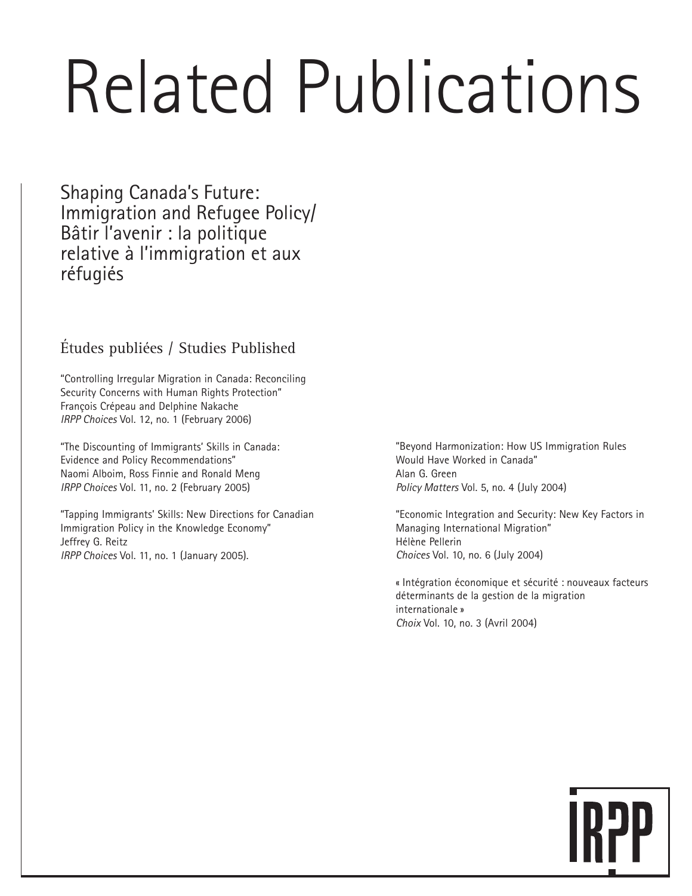# Related Publications

## Shaping Canada's Future: Immigration and Refugee Policy/ Bâtir l'avenir : la politique relative à l'immigration et aux réfugiés

### Études publiées / Studies Published

"Controlling Irregular Migration in Canada: Reconciling Security Concerns with Human Rights Protection"
François Crépeau and Delphine Nakache
*IRPP Choices* Vol. 12, no. 1 (February 2006)

"The Discounting of Immigrants' Skills in Canada: Evidence and Policy Recommendations"
Naomi Alboim, Ross Finnie and Ronald Meng
*IRPP Choices* Vol. 11, no. 2 (February 2005)

"Tapping Immigrants' Skills: New Directions for Canadian Immigration Policy in the Knowledge Economy"
Jeffrey G. Reitz
*IRPP Choices* Vol. 11, no. 1 (January 2005).

"Beyond Harmonization: How US Immigration Rules Would Have Worked in Canada"
Alan G. Green
*Policy Matters* Vol. 5, no. 4 (July 2004)

"Economic Integration and Security: New Key Factors in Managing International Migration"
Hélène Pellerin
*Choices* Vol. 10, no. 6 (July 2004)

« Intégration économique et sécurité : nouveaux facteurs déterminants de la gestion de la migration internationale »
*Choix* Vol. 10, no. 3 (Avril 2004)

IRPP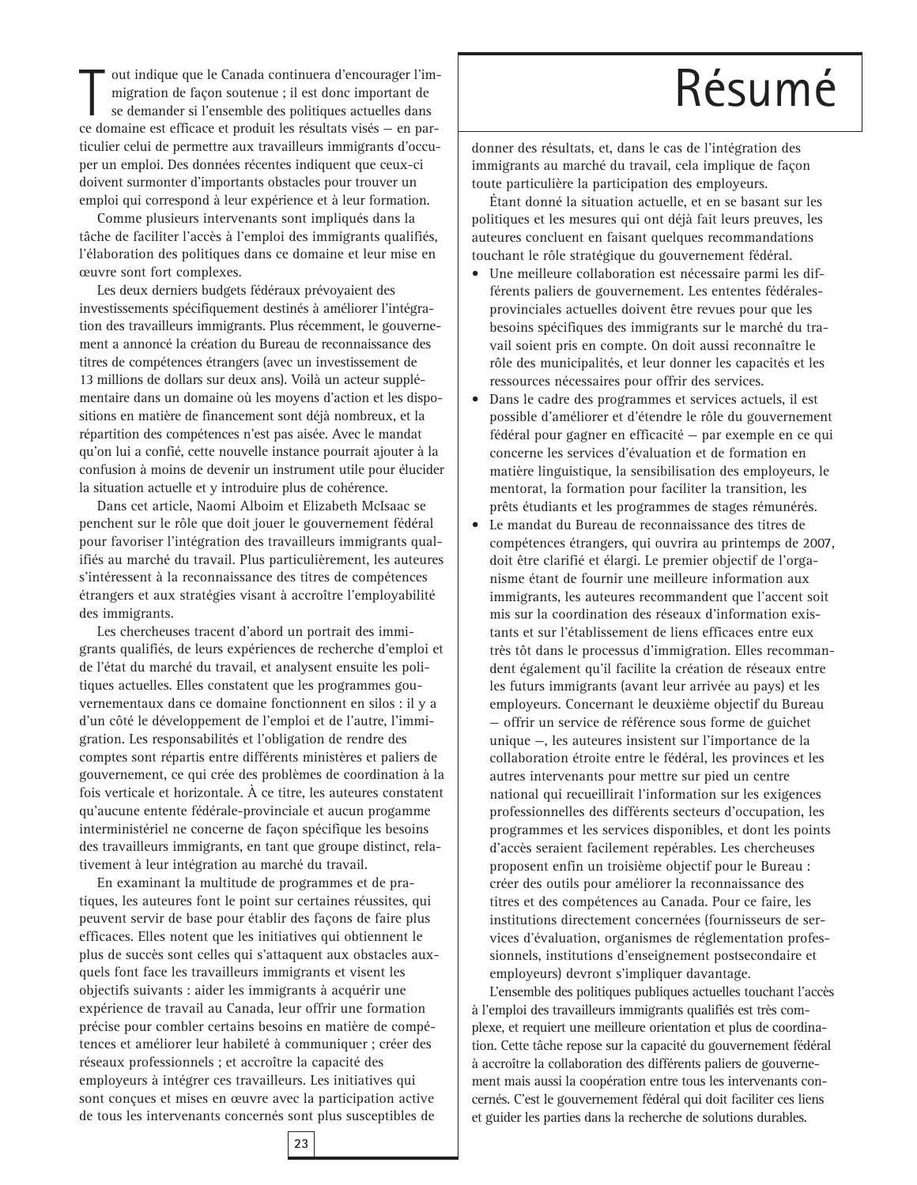# Résumé

Tout indique que le Canada continuera d'encourager l'immigration de façon soutenue ; il est donc important de se demander si l'ensemble des politiques actuelles dans ce domaine est efficace et produit les résultats visés — en particulier celui de permettre aux travailleurs immigrants d'occuper un emploi. Des données récentes indiquent que ceux-ci doivent surmonter d'importants obstacles pour trouver un emploi qui correspond à leur expérience et à leur formation.

Comme plusieurs intervenants sont impliqués dans la tâche de faciliter l'accès à l'emploi des immigrants qualifiés, l'élaboration des politiques dans ce domaine et leur mise en œuvre sont fort complexes.

Les deux derniers budgets fédéraux prévoyaient des investissements spécifiquement destinés à améliorer l'intégration des travailleurs immigrants. Plus récemment, le gouvernement a annoncé la création du Bureau de reconnaissance des titres de compétences étrangers (avec un investissement de 13 millions de dollars sur deux ans). Voilà un acteur supplémentaire dans un domaine où les moyens d'action et les dispositions en matière de financement sont déjà nombreux, et la répartition des compétences n'est pas aisée. Avec le mandat qu'on lui a confié, cette nouvelle instance pourrait ajouter à la confusion à moins de devenir un instrument utile pour élucider la situation actuelle et y introduire plus de cohérence.

Dans cet article, Naomi Alboim et Elizabeth McIsaac se penchent sur le rôle que doit jouer le gouvernement fédéral pour favoriser l'intégration des travailleurs immigrants qualifiés au marché du travail. Plus particulièrement, les auteures s'intéressent à la reconnaissance des titres de compétences étrangers et aux stratégies visant à accroître l'employabilité des immigrants.

Les chercheuses tracent d'abord un portrait des immigrants qualifiés, de leurs expériences de recherche d'emploi et de l'état du marché du travail, et analysent ensuite les politiques actuelles. Elles constatent que les programmes gouvernementaux dans ce domaine fonctionnent en silos : il y a d'un côté le développement de l'emploi et de l'autre, l'immigration. Les responsabilités et l'obligation de rendre des comptes sont répartis entre différents ministères et paliers de gouvernement, ce qui crée des problèmes de coordination à la fois verticale et horizontale. À ce titre, les auteures constatent qu'aucune entente fédérale-provinciale et aucun progamme interministériel ne concerne de façon spécifique les besoins des travailleurs immigrants, en tant que groupe distinct, relativement à leur intégration au marché du travail.

En examinant la multitude de programmes et de pratiques, les auteures font le point sur certaines réussites, qui peuvent servir de base pour établir des façons de faire plus efficaces. Elles notent que les initiatives qui obtiennent le plus de succès sont celles qui s'attaquent aux obstacles auxquels font face les travailleurs immigrants et visent les objectifs suivants : aider les immigrants à acquérir une expérience de travail au Canada, leur offrir une formation précise pour combler certains besoins en matière de compétences et améliorer leur habileté à communiquer ; créer des réseaux professionnels ; et accroître la capacité des employeurs à intégrer ces travailleurs. Les initiatives qui sont conçues et mises en œuvre avec la participation active de tous les intervenants concernés sont plus susceptibles de donner des résultats, et, dans le cas de l'intégration des immigrants au marché du travail, cela implique de façon toute particulière la participation des employeurs.

Étant donné la situation actuelle, et en se basant sur les politiques et les mesures qui ont déjà fait leurs preuves, les auteures concluent en faisant quelques recommandations touchant le rôle stratégique du gouvernement fédéral.

- Une meilleure collaboration est nécessaire parmi les différents paliers de gouvernement. Les ententes fédérales-provinciales actuelles doivent être revues pour que les besoins spécifiques des immigrants sur le marché du travail soient pris en compte. On doit aussi reconnaître le rôle des municipalités, et leur donner les capacités et les ressources nécessaires pour offrir des services.
- Dans le cadre des programmes et services actuels, il est possible d'améliorer et d'étendre le rôle du gouvernement fédéral pour gagner en efficacité — par exemple en ce qui concerne les services d'évaluation et de formation en matière linguistique, la sensibilisation des employeurs, le mentorat, la formation pour faciliter la transition, les prêts étudiants et les programmes de stages rémunérés.
- Le mandat du Bureau de reconnaissance des titres de compétences étrangers, qui ouvrira au printemps de 2007, doit être clarifié et élargi. Le premier objectif de l'organisme étant de fournir une meilleure information aux immigrants, les auteures recommandent que l'accent soit mis sur la coordination des réseaux d'information existants et sur l'établissement de liens efficaces entre eux très tôt dans le processus d'immigration. Elles recommandent également qu'il facilite la création de réseaux entre les futurs immigrants (avant leur arrivée au pays) et les employeurs. Concernant le deuxième objectif du Bureau — offrir un service de référence sous forme de guichet unique —, les auteures insistent sur l'importance de la collaboration étroite entre le fédéral, les provinces et les autres intervenants pour mettre sur pied un centre national qui recueillirait l'information sur les exigences professionnelles des différents secteurs d'occupation, les programmes et les services disponibles, et dont les points d'accès seraient facilement repérables. Les chercheuses proposent enfin un troisième objectif pour le Bureau : créer des outils pour améliorer la reconnaissance des titres et des compétences au Canada. Pour ce faire, les institutions directement concernées (fournisseurs de services d'évaluation, organismes de réglementation professionnels, institutions d'enseignement postsecondaire et employeurs) devront s'impliquer davantage.

L'ensemble des politiques publiques actuelles touchant l'accès à l'emploi des travailleurs immigrants qualifiés est très complexe, et requiert une meilleure orientation et plus de coordination. Cette tâche repose sur la capacité du gouvernement fédéral à accroître la collaboration des différents paliers de gouvernement mais aussi la coopération entre tous les intervenants concernés. C'est le gouvernement fédéral qui doit faciliter ces liens et guider les parties dans la recherche de solutions durables.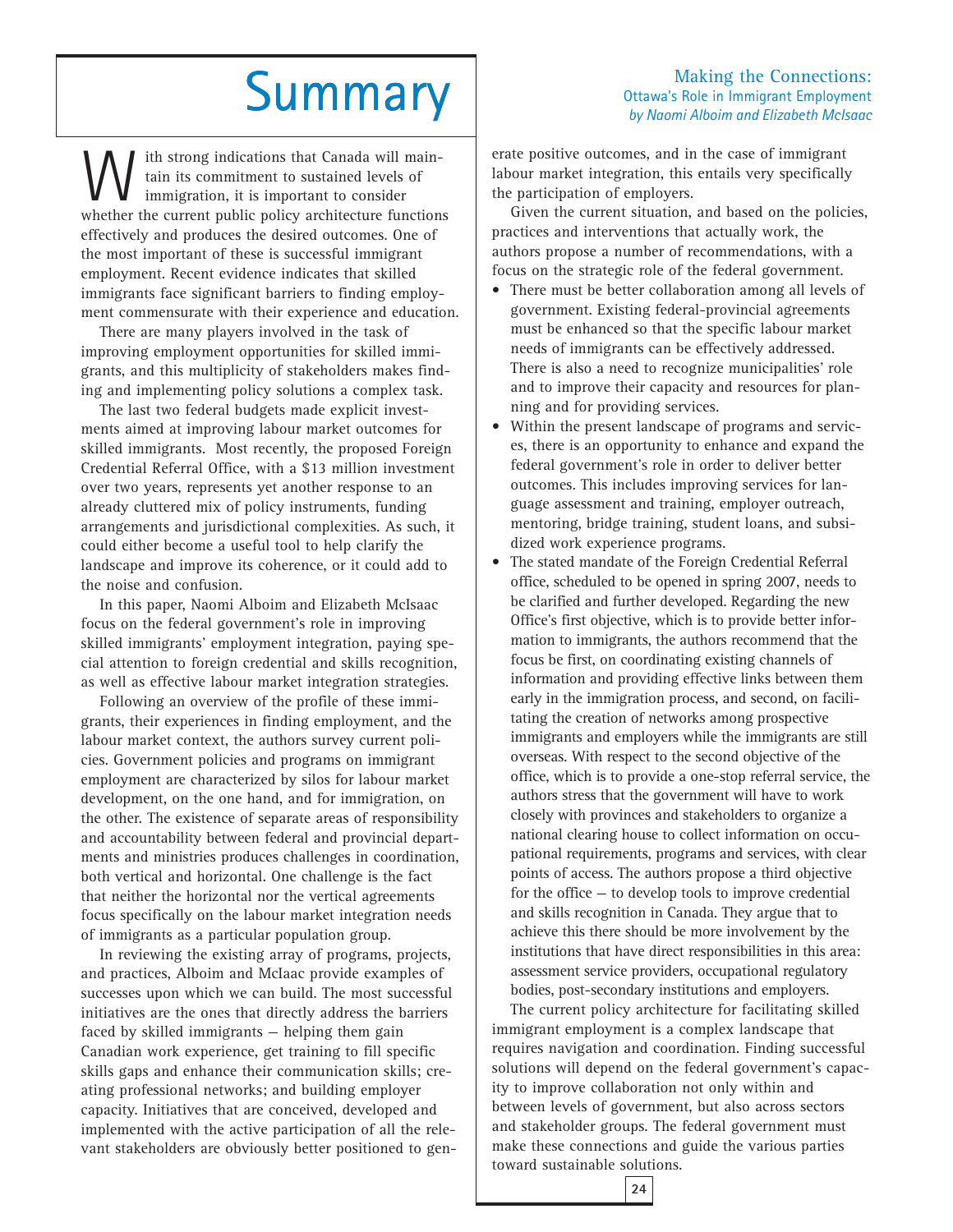# Summary

With strong indications that Canada will maintain its commitment to sustained levels of immigration, it is important to consider whether the current public policy architecture functions effectively and produces the desired outcomes. One of the most important of these is successful immigrant employment. Recent evidence indicates that skilled immigrants face significant barriers to finding employment commensurate with their experience and education.

There are many players involved in the task of improving employment opportunities for skilled immigrants, and this multiplicity of stakeholders makes finding and implementing policy solutions a complex task.

The last two federal budgets made explicit investments aimed at improving labour market outcomes for skilled immigrants. Most recently, the proposed Foreign Credential Referral Office, with a $13 million investment over two years, represents yet another response to an already cluttered mix of policy instruments, funding arrangements and jurisdictional complexities. As such, it could either become a useful tool to help clarify the landscape and improve its coherence, or it could add to the noise and confusion.

In this paper, Naomi Alboim and Elizabeth McIsaac focus on the federal government's role in improving skilled immigrants' employment integration, paying special attention to foreign credential and skills recognition, as well as effective labour market integration strategies.

Following an overview of the profile of these immigrants, their experiences in finding employment, and the labour market context, the authors survey current policies. Government policies and programs on immigrant employment are characterized by silos for labour market development, on the one hand, and for immigration, on the other. The existence of separate areas of responsibility and accountability between federal and provincial departments and ministries produces challenges in coordination, both vertical and horizontal. One challenge is the fact that neither the horizontal nor the vertical agreements focus specifically on the labour market integration needs of immigrants as a particular population group.

In reviewing the existing array of programs, projects, and practices, Alboim and McIaac provide examples of successes upon which we can build. The most successful initiatives are the ones that directly address the barriers faced by skilled immigrants – helping them gain Canadian work experience, get training to fill specific skills gaps and enhance their communication skills; creating professional networks; and building employer capacity. Initiatives that are conceived, developed and implemented with the active participation of all the relevant stakeholders are obviously better positioned to generate positive outcomes, and in the case of immigrant labour market integration, this entails very specifically the participation of employers.

Given the current situation, and based on the policies, practices and interventions that actually work, the authors propose a number of recommendations, with a focus on the strategic role of the federal government.

- There must be better collaboration among all levels of government. Existing federal-provincial agreements must be enhanced so that the specific labour market needs of immigrants can be effectively addressed. There is also a need to recognize municipalities' role and to improve their capacity and resources for planning and for providing services.
- Within the present landscape of programs and services, there is an opportunity to enhance and expand the federal government's role in order to deliver better outcomes. This includes improving services for language assessment and training, employer outreach, mentoring, bridge training, student loans, and subsidized work experience programs.
- The stated mandate of the Foreign Credential Referral office, scheduled to be opened in spring 2007, needs to be clarified and further developed. Regarding the new Office's first objective, which is to provide better information to immigrants, the authors recommend that the focus be first, on coordinating existing channels of information and providing effective links between them early in the immigration process, and second, on facilitating the creation of networks among prospective immigrants and employers while the immigrants are still overseas. With respect to the second objective of the office, which is to provide a one-stop referral service, the authors stress that the government will have to work closely with provinces and stakeholders to organize a national clearing house to collect information on occupational requirements, programs and services, with clear points of access. The authors propose a third objective for the office – to develop tools to improve credential and skills recognition in Canada. They argue that to achieve this there should be more involvement by the institutions that have direct responsibilities in this area: assessment service providers, occupational regulatory bodies, post-secondary institutions and employers.

The current policy architecture for facilitating skilled immigrant employment is a complex landscape that requires navigation and coordination. Finding successful solutions will depend on the federal government's capacity to improve collaboration not only within and between levels of government, but also across sectors and stakeholder groups. The federal government must make these connections and guide the various parties toward sustainable solutions.